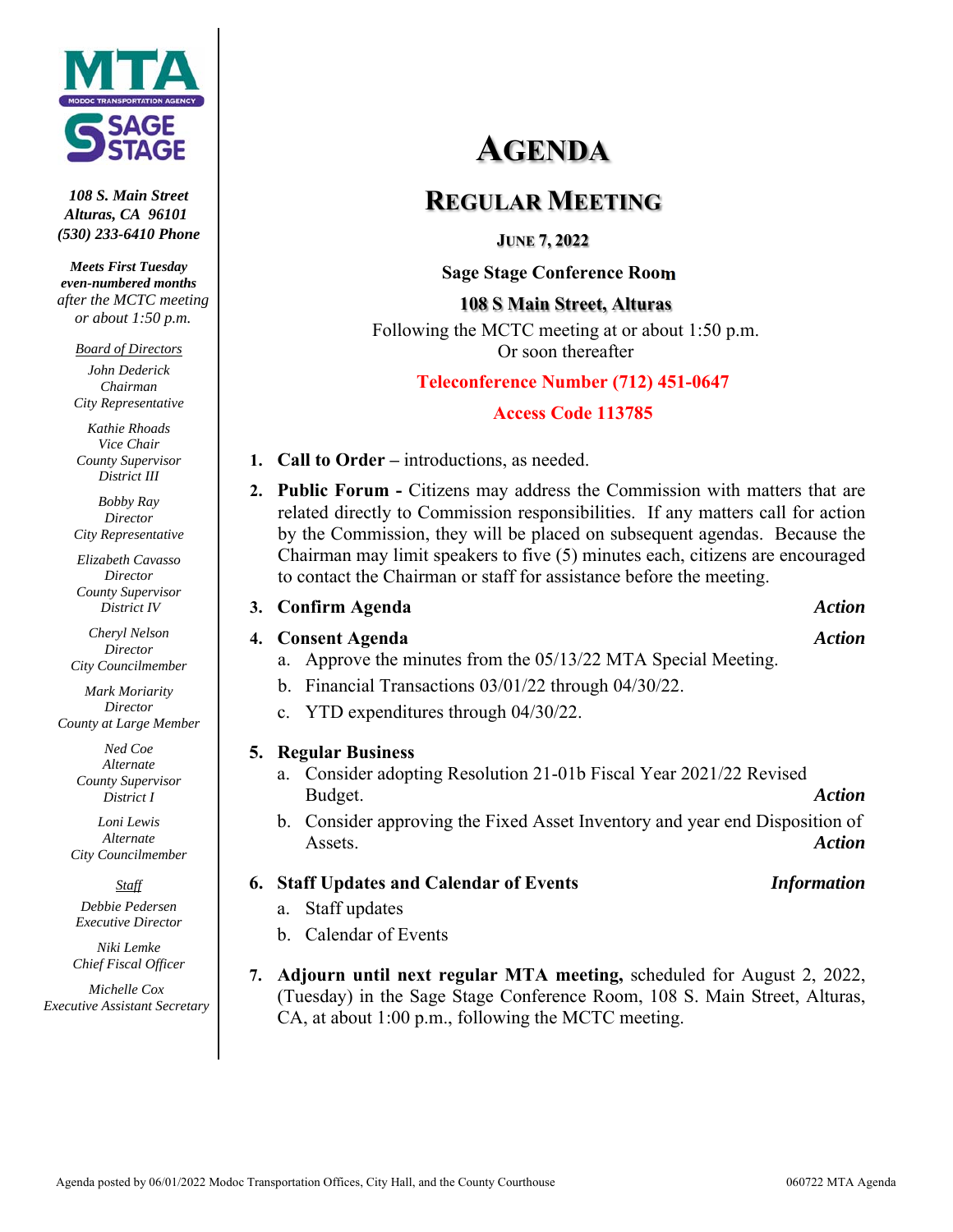MTA
MODOC TRANSPORTATION AGENCY
SAGE STAGE

*108 S. Main Street*
*Alturas, CA 96101*
*(530) 233-6410 Phone*

***Meets First Tuesday even-numbered months*** *after the MCTC meeting or about 1:50 p.m.*

*Board of Directors*

*John Dederick*
*Chairman*
*City Representative*

*Kathie Rhoads*
*Vice Chair*
*County Supervisor*
*District III*

*Bobby Ray*
*Director*
*City Representative*

*Elizabeth Cavasso*
*Director*
*County Supervisor*
*District IV*

*Cheryl Nelson*
*Director*
*City Councilmember*

*Mark Moriarity*
*Director*
*County at Large Member*

*Ned Coe*
*Alternate*
*County Supervisor*
*District I*

*Loni Lewis*
*Alternate*
*City Councilmember*

*Staff*

*Debbie Pedersen*
*Executive Director*

*Niki Lemke*
*Chief Fiscal Officer*

*Michelle Cox*
*Executive Assistant Secretary*

# AGENDA

## REGULAR MEETING

**JUNE 7, 2022**

**Sage Stage Conference Room**

**108 S Main Street, Alturas**

Following the MCTC meeting at or about 1:50 p.m.
Or soon thereafter

**Teleconference Number (712) 451-0647**

**Access Code 113785**

1. **Call to Order –** introductions, as needed.
2. **Public Forum -** Citizens may address the Commission with matters that are related directly to Commission responsibilities. If any matters call for action by the Commission, they will be placed on subsequent agendas. Because the Chairman may limit speakers to five (5) minutes each, citizens are encouraged to contact the Chairman or staff for assistance before the meeting.
3. **Confirm Agenda** ***Action***
4. **Consent Agenda** ***Action***
   a. Approve the minutes from the 05/13/22 MTA Special Meeting.
   b. Financial Transactions 03/01/22 through 04/30/22.
   c. YTD expenditures through 04/30/22.
5. **Regular Business**
   a. Consider adopting Resolution 21-01b Fiscal Year 2021/22 Revised Budget. ***Action***
   b. Consider approving the Fixed Asset Inventory and year end Disposition of Assets. ***Action***
6. **Staff Updates and Calendar of Events** ***Information***
   a. Staff updates
   b. Calendar of Events
7. **Adjourn until next regular MTA meeting,** scheduled for August 2, 2022, (Tuesday) in the Sage Stage Conference Room, 108 S. Main Street, Alturas, CA, at about 1:00 p.m., following the MCTC meeting.

Agenda posted by 06/01/2022 Modoc Transportation Offices, City Hall, and the County Courthouse

060722 MTA Agenda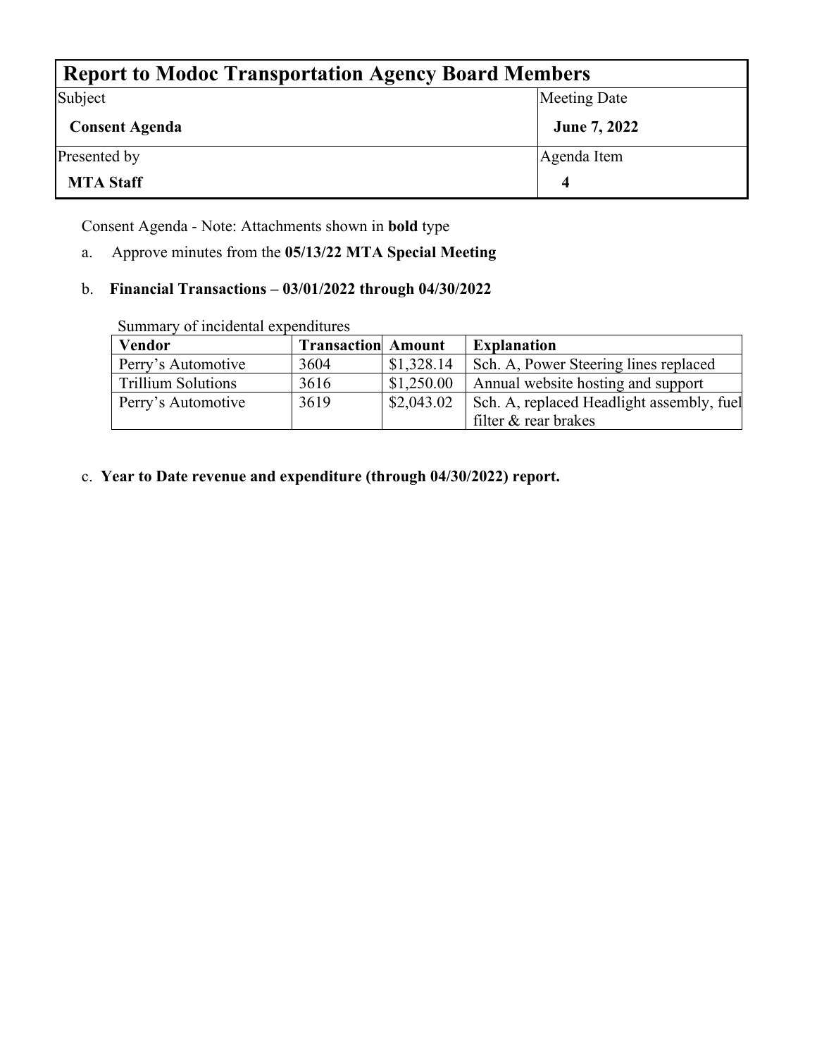## Report to Modoc Transportation Agency Board Members

| Subject | Meeting Date |
|---|---|
| **Consent Agenda** | **June 7, 2022** |
| Presented by | Agenda Item |
| **MTA Staff** | **4** |

Consent Agenda - Note: Attachments shown in **bold** type

a. Approve minutes from the **05/13/22 MTA Special Meeting**

b. **Financial Transactions – 03/01/2022 through 04/30/2022**

Summary of incidental expenditures

| Vendor | Transaction | Amount | Explanation |
|---|---|---|---|
| Perry's Automotive | 3604 | $1,328.14 | Sch. A, Power Steering lines replaced |
| Trillium Solutions | 3616 | $1,250.00 | Annual website hosting and support |
| Perry's Automotive | 3619 | $2,043.02 | Sch. A, replaced Headlight assembly, fuel filter & rear brakes |

c. **Year to Date revenue and expenditure (through 04/30/2022) report.**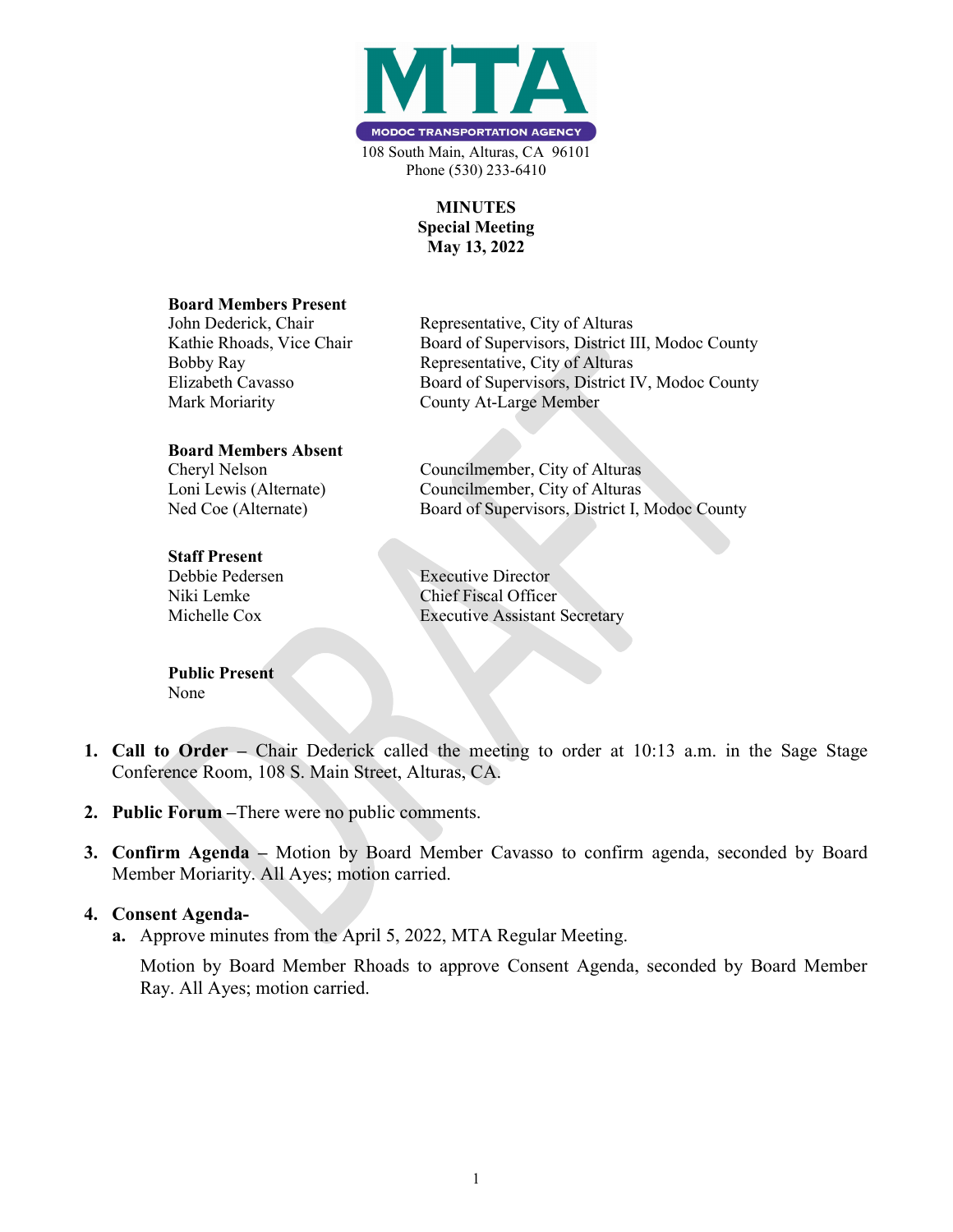MTA

MODOC TRANSPORTATION AGENCY

108 South Main, Alturas, CA 96101
Phone (530) 233-6410

**MINUTES**
**Special Meeting**
**May 13, 2022**

**Board Members Present**

| | |
|---|---|
| John Dederick, Chair | Representative, City of Alturas |
| Kathie Rhoads, Vice Chair | Board of Supervisors, District III, Modoc County |
| Bobby Ray | Representative, City of Alturas |
| Elizabeth Cavasso | Board of Supervisors, District IV, Modoc County |
| Mark Moriarity | County At-Large Member |

**Board Members Absent**

| | |
|---|---|
| Cheryl Nelson | Councilmember, City of Alturas |
| Loni Lewis (Alternate) | Councilmember, City of Alturas |
| Ned Coe (Alternate) | Board of Supervisors, District I, Modoc County |

**Staff Present**

| | |
|---|---|
| Debbie Pedersen | Executive Director |
| Niki Lemke | Chief Fiscal Officer |
| Michelle Cox | Executive Assistant Secretary |

**Public Present**
None

1. **Call to Order –** Chair Dederick called the meeting to order at 10:13 a.m. in the Sage Stage Conference Room, 108 S. Main Street, Alturas, CA.

2. **Public Forum –**There were no public comments.

3. **Confirm Agenda –** Motion by Board Member Cavasso to confirm agenda, seconded by Board Member Moriarity. All Ayes; motion carried.

4. **Consent Agenda-**
   **a.** Approve minutes from the April 5, 2022, MTA Regular Meeting.

   Motion by Board Member Rhoads to approve Consent Agenda, seconded by Board Member Ray. All Ayes; motion carried.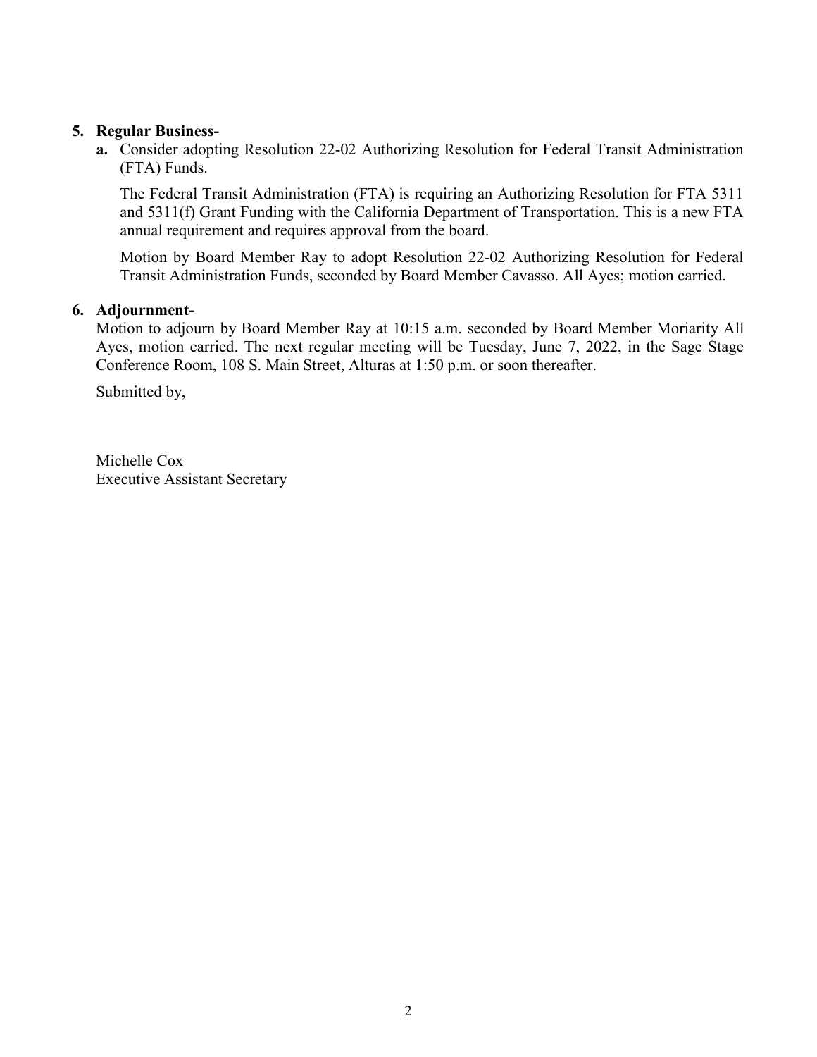5. **Regular Business-**

   **a.** Consider adopting Resolution 22-02 Authorizing Resolution for Federal Transit Administration (FTA) Funds.

   The Federal Transit Administration (FTA) is requiring an Authorizing Resolution for FTA 5311 and 5311(f) Grant Funding with the California Department of Transportation. This is a new FTA annual requirement and requires approval from the board.

   Motion by Board Member Ray to adopt Resolution 22-02 Authorizing Resolution for Federal Transit Administration Funds, seconded by Board Member Cavasso. All Ayes; motion carried.

6. **Adjournment-**

   Motion to adjourn by Board Member Ray at 10:15 a.m. seconded by Board Member Moriarity All Ayes, motion carried. The next regular meeting will be Tuesday, June 7, 2022, in the Sage Stage Conference Room, 108 S. Main Street, Alturas at 1:50 p.m. or soon thereafter.

   Submitted by,

   Michelle Cox
   Executive Assistant Secretary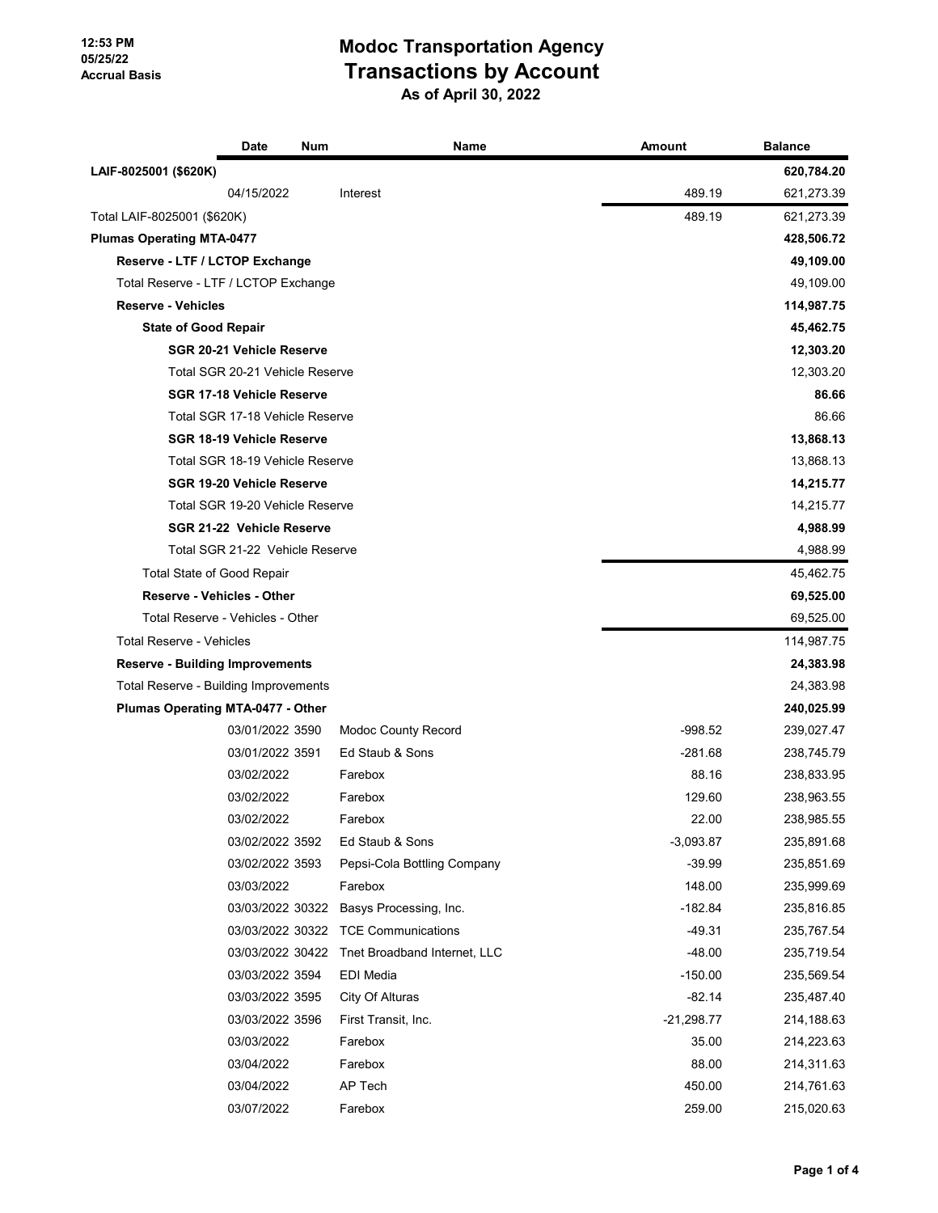12:53 PM
05/25/22
Accrual Basis

# Modoc Transportation Agency
## Transactions by Account
### As of April 30, 2022

| | Date | Num | Name | Amount | Balance |
|---|---|---|---|---|---|
| **LAIF-8025001 ($620K)** | | | | | **620,784.20** |
| | 04/15/2022 | | Interest | 489.19 | 621,273.39 |
| Total LAIF-8025001 ($620K) | | | | 489.19 | 621,273.39 |
| **Plumas Operating MTA-0477** | | | | | **428,506.72** |
| **Reserve - LTF / LCTOP Exchange** | | | | | **49,109.00** |
| Total Reserve - LTF / LCTOP Exchange | | | | | 49,109.00 |
| **Reserve - Vehicles** | | | | | **114,987.75** |
| **State of Good Repair** | | | | | **45,462.75** |
| **SGR 20-21 Vehicle Reserve** | | | | | **12,303.20** |
| Total SGR 20-21 Vehicle Reserve | | | | | 12,303.20 |
| **SGR 17-18 Vehicle Reserve** | | | | | **86.66** |
| Total SGR 17-18 Vehicle Reserve | | | | | 86.66 |
| **SGR 18-19 Vehicle Reserve** | | | | | **13,868.13** |
| Total SGR 18-19 Vehicle Reserve | | | | | 13,868.13 |
| **SGR 19-20 Vehicle Reserve** | | | | | **14,215.77** |
| Total SGR 19-20 Vehicle Reserve | | | | | 14,215.77 |
| **SGR 21-22 Vehicle Reserve** | | | | | **4,988.99** |
| Total SGR 21-22 Vehicle Reserve | | | | | 4,988.99 |
| Total State of Good Repair | | | | | 45,462.75 |
| **Reserve - Vehicles - Other** | | | | | **69,525.00** |
| Total Reserve - Vehicles - Other | | | | | 69,525.00 |
| Total Reserve - Vehicles | | | | | 114,987.75 |
| **Reserve - Building Improvements** | | | | | **24,383.98** |
| Total Reserve - Building Improvements | | | | | 24,383.98 |
| **Plumas Operating MTA-0477 - Other** | | | | | **240,025.99** |
| | 03/01/2022 | 3590 | Modoc County Record | -998.52 | 239,027.47 |
| | 03/01/2022 | 3591 | Ed Staub & Sons | -281.68 | 238,745.79 |
| | 03/02/2022 | | Farebox | 88.16 | 238,833.95 |
| | 03/02/2022 | | Farebox | 129.60 | 238,963.55 |
| | 03/02/2022 | | Farebox | 22.00 | 238,985.55 |
| | 03/02/2022 | 3592 | Ed Staub & Sons | -3,093.87 | 235,891.68 |
| | 03/02/2022 | 3593 | Pepsi-Cola Bottling Company | -39.99 | 235,851.69 |
| | 03/03/2022 | | Farebox | 148.00 | 235,999.69 |
| | 03/03/2022 | 30322 | Basys Processing, Inc. | -182.84 | 235,816.85 |
| | 03/03/2022 | 30322 | TCE Communications | -49.31 | 235,767.54 |
| | 03/03/2022 | 30422 | Tnet Broadband Internet, LLC | -48.00 | 235,719.54 |
| | 03/03/2022 | 3594 | EDI Media | -150.00 | 235,569.54 |
| | 03/03/2022 | 3595 | City Of Alturas | -82.14 | 235,487.40 |
| | 03/03/2022 | 3596 | First Transit, Inc. | -21,298.77 | 214,188.63 |
| | 03/03/2022 | | Farebox | 35.00 | 214,223.63 |
| | 03/04/2022 | | Farebox | 88.00 | 214,311.63 |
| | 03/04/2022 | | AP Tech | 450.00 | 214,761.63 |
| | 03/07/2022 | | Farebox | 259.00 | 215,020.63 |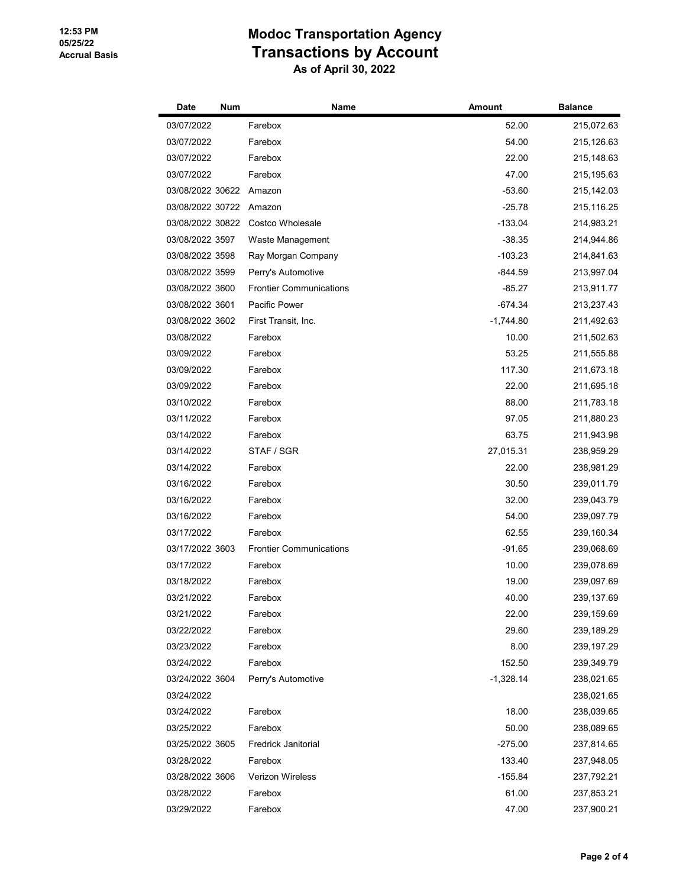# Modoc Transportation Agency
## Transactions by Account
### As of April 30, 2022

12:53 PM
05/25/22
Accrual Basis

| Date | Num | Name | Amount | Balance |
|---|---|---|---|---|
| 03/07/2022 | | Farebox | 52.00 | 215,072.63 |
| 03/07/2022 | | Farebox | 54.00 | 215,126.63 |
| 03/07/2022 | | Farebox | 22.00 | 215,148.63 |
| 03/07/2022 | | Farebox | 47.00 | 215,195.63 |
| 03/08/2022 | 30622 | Amazon | -53.60 | 215,142.03 |
| 03/08/2022 | 30722 | Amazon | -25.78 | 215,116.25 |
| 03/08/2022 | 30822 | Costco Wholesale | -133.04 | 214,983.21 |
| 03/08/2022 | 3597 | Waste Management | -38.35 | 214,944.86 |
| 03/08/2022 | 3598 | Ray Morgan Company | -103.23 | 214,841.63 |
| 03/08/2022 | 3599 | Perry's Automotive | -844.59 | 213,997.04 |
| 03/08/2022 | 3600 | Frontier Communications | -85.27 | 213,911.77 |
| 03/08/2022 | 3601 | Pacific Power | -674.34 | 213,237.43 |
| 03/08/2022 | 3602 | First Transit, Inc. | -1,744.80 | 211,492.63 |
| 03/08/2022 | | Farebox | 10.00 | 211,502.63 |
| 03/09/2022 | | Farebox | 53.25 | 211,555.88 |
| 03/09/2022 | | Farebox | 117.30 | 211,673.18 |
| 03/09/2022 | | Farebox | 22.00 | 211,695.18 |
| 03/10/2022 | | Farebox | 88.00 | 211,783.18 |
| 03/11/2022 | | Farebox | 97.05 | 211,880.23 |
| 03/14/2022 | | Farebox | 63.75 | 211,943.98 |
| 03/14/2022 | | STAF / SGR | 27,015.31 | 238,959.29 |
| 03/14/2022 | | Farebox | 22.00 | 238,981.29 |
| 03/16/2022 | | Farebox | 30.50 | 239,011.79 |
| 03/16/2022 | | Farebox | 32.00 | 239,043.79 |
| 03/16/2022 | | Farebox | 54.00 | 239,097.79 |
| 03/17/2022 | | Farebox | 62.55 | 239,160.34 |
| 03/17/2022 | 3603 | Frontier Communications | -91.65 | 239,068.69 |
| 03/17/2022 | | Farebox | 10.00 | 239,078.69 |
| 03/18/2022 | | Farebox | 19.00 | 239,097.69 |
| 03/21/2022 | | Farebox | 40.00 | 239,137.69 |
| 03/21/2022 | | Farebox | 22.00 | 239,159.69 |
| 03/22/2022 | | Farebox | 29.60 | 239,189.29 |
| 03/23/2022 | | Farebox | 8.00 | 239,197.29 |
| 03/24/2022 | | Farebox | 152.50 | 239,349.79 |
| 03/24/2022 | 3604 | Perry's Automotive | -1,328.14 | 238,021.65 |
| 03/24/2022 | | | | 238,021.65 |
| 03/24/2022 | | Farebox | 18.00 | 238,039.65 |
| 03/25/2022 | | Farebox | 50.00 | 238,089.65 |
| 03/25/2022 | 3605 | Fredrick Janitorial | -275.00 | 237,814.65 |
| 03/28/2022 | | Farebox | 133.40 | 237,948.05 |
| 03/28/2022 | 3606 | Verizon Wireless | -155.84 | 237,792.21 |
| 03/28/2022 | | Farebox | 61.00 | 237,853.21 |
| 03/29/2022 | | Farebox | 47.00 | 237,900.21 |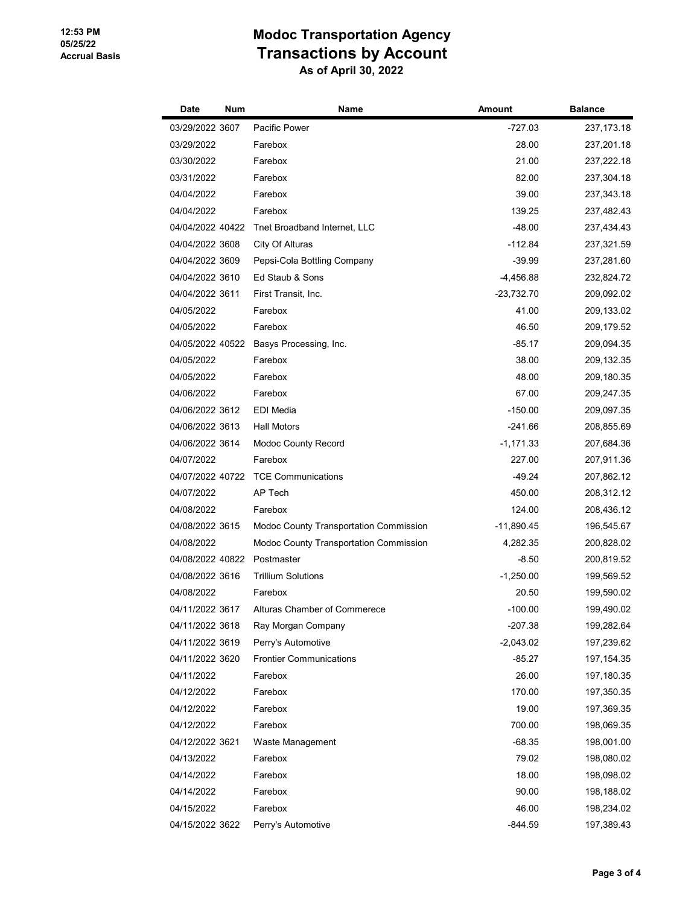# Modoc Transportation Agency

## Transactions by Account

### As of April 30, 2022

12:53 PM
05/25/22
Accrual Basis

| Date | Num | Name | Amount | Balance |
|---|---|---|---|---|
| 03/29/2022 | 3607 | Pacific Power | -727.03 | 237,173.18 |
| 03/29/2022 | | Farebox | 28.00 | 237,201.18 |
| 03/30/2022 | | Farebox | 21.00 | 237,222.18 |
| 03/31/2022 | | Farebox | 82.00 | 237,304.18 |
| 04/04/2022 | | Farebox | 39.00 | 237,343.18 |
| 04/04/2022 | | Farebox | 139.25 | 237,482.43 |
| 04/04/2022 | 40422 | Tnet Broadband Internet, LLC | -48.00 | 237,434.43 |
| 04/04/2022 | 3608 | City Of Alturas | -112.84 | 237,321.59 |
| 04/04/2022 | 3609 | Pepsi-Cola Bottling Company | -39.99 | 237,281.60 |
| 04/04/2022 | 3610 | Ed Staub & Sons | -4,456.88 | 232,824.72 |
| 04/04/2022 | 3611 | First Transit, Inc. | -23,732.70 | 209,092.02 |
| 04/05/2022 | | Farebox | 41.00 | 209,133.02 |
| 04/05/2022 | | Farebox | 46.50 | 209,179.52 |
| 04/05/2022 | 40522 | Basys Processing, Inc. | -85.17 | 209,094.35 |
| 04/05/2022 | | Farebox | 38.00 | 209,132.35 |
| 04/05/2022 | | Farebox | 48.00 | 209,180.35 |
| 04/06/2022 | | Farebox | 67.00 | 209,247.35 |
| 04/06/2022 | 3612 | EDI Media | -150.00 | 209,097.35 |
| 04/06/2022 | 3613 | Hall Motors | -241.66 | 208,855.69 |
| 04/06/2022 | 3614 | Modoc County Record | -1,171.33 | 207,684.36 |
| 04/07/2022 | | Farebox | 227.00 | 207,911.36 |
| 04/07/2022 | 40722 | TCE Communications | -49.24 | 207,862.12 |
| 04/07/2022 | | AP Tech | 450.00 | 208,312.12 |
| 04/08/2022 | | Farebox | 124.00 | 208,436.12 |
| 04/08/2022 | 3615 | Modoc County Transportation Commission | -11,890.45 | 196,545.67 |
| 04/08/2022 | | Modoc County Transportation Commission | 4,282.35 | 200,828.02 |
| 04/08/2022 | 40822 | Postmaster | -8.50 | 200,819.52 |
| 04/08/2022 | 3616 | Trillium Solutions | -1,250.00 | 199,569.52 |
| 04/08/2022 | | Farebox | 20.50 | 199,590.02 |
| 04/11/2022 | 3617 | Alturas Chamber of Commerece | -100.00 | 199,490.02 |
| 04/11/2022 | 3618 | Ray Morgan Company | -207.38 | 199,282.64 |
| 04/11/2022 | 3619 | Perry's Automotive | -2,043.02 | 197,239.62 |
| 04/11/2022 | 3620 | Frontier Communications | -85.27 | 197,154.35 |
| 04/11/2022 | | Farebox | 26.00 | 197,180.35 |
| 04/12/2022 | | Farebox | 170.00 | 197,350.35 |
| 04/12/2022 | | Farebox | 19.00 | 197,369.35 |
| 04/12/2022 | | Farebox | 700.00 | 198,069.35 |
| 04/12/2022 | 3621 | Waste Management | -68.35 | 198,001.00 |
| 04/13/2022 | | Farebox | 79.02 | 198,080.02 |
| 04/14/2022 | | Farebox | 18.00 | 198,098.02 |
| 04/14/2022 | | Farebox | 90.00 | 198,188.02 |
| 04/15/2022 | | Farebox | 46.00 | 198,234.02 |
| 04/15/2022 | 3622 | Perry's Automotive | -844.59 | 197,389.43 |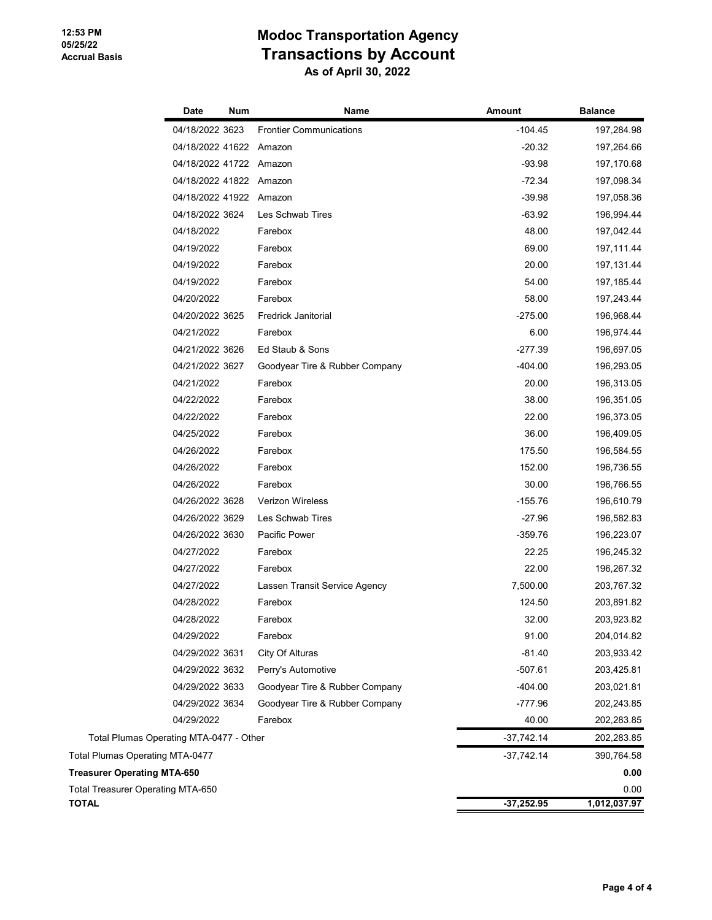12:53 PM
05/25/22
Accrual Basis

# Modoc Transportation Agency
## Transactions by Account
### As of April 30, 2022

| | Date | Num | Name | Amount | Balance |
|---|---|---|---|---|---|
| | 04/18/2022 | 3623 | Frontier Communications | -104.45 | 197,284.98 |
| | 04/18/2022 | 41622 | Amazon | -20.32 | 197,264.66 |
| | 04/18/2022 | 41722 | Amazon | -93.98 | 197,170.68 |
| | 04/18/2022 | 41822 | Amazon | -72.34 | 197,098.34 |
| | 04/18/2022 | 41922 | Amazon | -39.98 | 197,058.36 |
| | 04/18/2022 | 3624 | Les Schwab Tires | -63.92 | 196,994.44 |
| | 04/18/2022 | | Farebox | 48.00 | 197,042.44 |
| | 04/19/2022 | | Farebox | 69.00 | 197,111.44 |
| | 04/19/2022 | | Farebox | 20.00 | 197,131.44 |
| | 04/19/2022 | | Farebox | 54.00 | 197,185.44 |
| | 04/20/2022 | | Farebox | 58.00 | 197,243.44 |
| | 04/20/2022 | 3625 | Fredrick Janitorial | -275.00 | 196,968.44 |
| | 04/21/2022 | | Farebox | 6.00 | 196,974.44 |
| | 04/21/2022 | 3626 | Ed Staub & Sons | -277.39 | 196,697.05 |
| | 04/21/2022 | 3627 | Goodyear Tire & Rubber Company | -404.00 | 196,293.05 |
| | 04/21/2022 | | Farebox | 20.00 | 196,313.05 |
| | 04/22/2022 | | Farebox | 38.00 | 196,351.05 |
| | 04/22/2022 | | Farebox | 22.00 | 196,373.05 |
| | 04/25/2022 | | Farebox | 36.00 | 196,409.05 |
| | 04/26/2022 | | Farebox | 175.50 | 196,584.55 |
| | 04/26/2022 | | Farebox | 152.00 | 196,736.55 |
| | 04/26/2022 | | Farebox | 30.00 | 196,766.55 |
| | 04/26/2022 | 3628 | Verizon Wireless | -155.76 | 196,610.79 |
| | 04/26/2022 | 3629 | Les Schwab Tires | -27.96 | 196,582.83 |
| | 04/26/2022 | 3630 | Pacific Power | -359.76 | 196,223.07 |
| | 04/27/2022 | | Farebox | 22.25 | 196,245.32 |
| | 04/27/2022 | | Farebox | 22.00 | 196,267.32 |
| | 04/27/2022 | | Lassen Transit Service Agency | 7,500.00 | 203,767.32 |
| | 04/28/2022 | | Farebox | 124.50 | 203,891.82 |
| | 04/28/2022 | | Farebox | 32.00 | 203,923.82 |
| | 04/29/2022 | | Farebox | 91.00 | 204,014.82 |
| | 04/29/2022 | 3631 | City Of Alturas | -81.40 | 203,933.42 |
| | 04/29/2022 | 3632 | Perry's Automotive | -507.61 | 203,425.81 |
| | 04/29/2022 | 3633 | Goodyear Tire & Rubber Company | -404.00 | 203,021.81 |
| | 04/29/2022 | 3634 | Goodyear Tire & Rubber Company | -777.96 | 202,243.85 |
| | 04/29/2022 | | Farebox | 40.00 | 202,283.85 |
| Total Plumas Operating MTA-0477 - Other | | | | -37,742.14 | 202,283.85 |
| Total Plumas Operating MTA-0477 | | | | -37,742.14 | 390,764.58 |
| **Treasurer Operating MTA-650** | | | | | **0.00** |
| Total Treasurer Operating MTA-650 | | | | | 0.00 |
| **TOTAL** | | | | **-37,252.95** | **1,012,037.97** |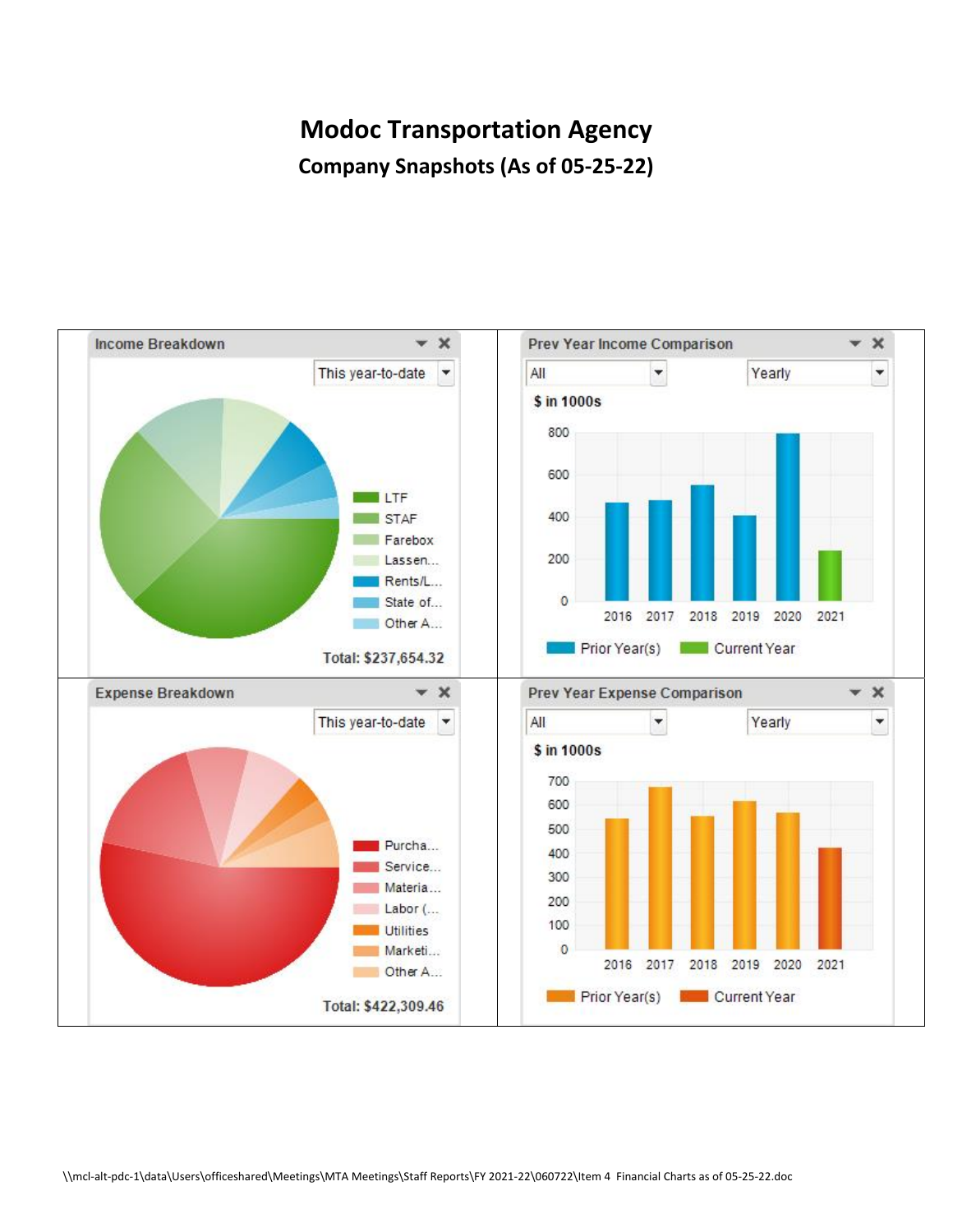# Modoc Transportation Agency

## Company Snapshots (As of 05-25-22)

### Income Breakdown

This year-to-date

- LTF
- STAF
- Farebox
- Lassen...
- Rents/L...
- State of...
- Other A...

Total: $237,654.32

### Prev Year Income Comparison

All | Yearly

$ in 1000s

| Year | Value |
|---|---|
| 2016 | ~470 |
| 2017 | ~480 |
| 2018 | ~550 |
| 2019 | ~410 |
| 2020 | ~800 |
| 2021 | ~240 |

Prior Year(s) | Current Year

### Expense Breakdown

This year-to-date

- Purcha...
- Service...
- Materia...
- Labor (...
- Utilities
- Marketi...
- Other A...

Total: $422,309.46

### Prev Year Expense Comparison

All | Yearly

$ in 1000s

| Year | Value |
|---|---|
| 2016 | ~545 |
| 2017 | ~670 |
| 2018 | ~555 |
| 2019 | ~615 |
| 2020 | ~565 |
| 2021 | ~420 |

Prior Year(s) | Current Year

\\mcl-alt-pdc-1\data\Users\officeshared\Meetings\MTA Meetings\Staff Reports\FY 2021-22\060722\Item 4 Financial Charts as of 05-25-22.doc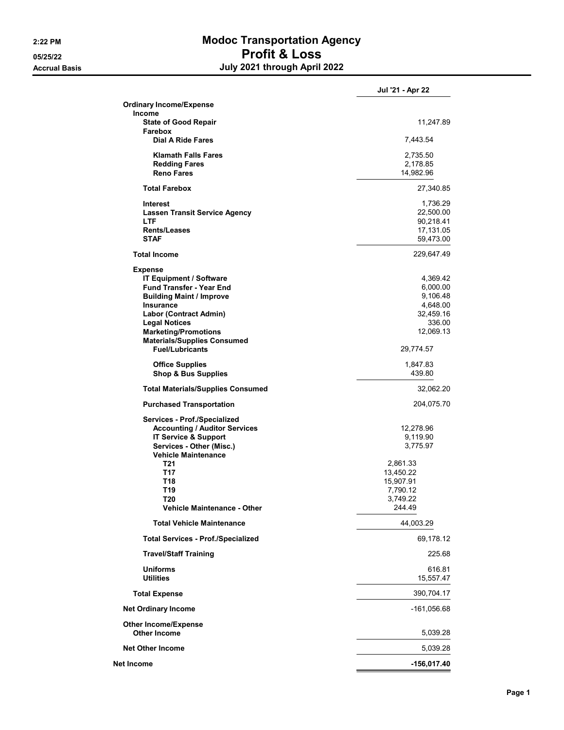# Modoc Transportation Agency

## Profit & Loss

### July 2021 through April 2022

2:22 PM
05/25/22
Accrual Basis

| | | Jul '21 - Apr 22 |
|---|---|---|
| **Ordinary Income/Expense** | | |
| **Income** | | |
| **State of Good Repair** | | 11,247.89 |
| **Farebox** | | |
| **Dial A Ride Fares** | 7,443.54 | |
| **Klamath Falls Fares** | 2,735.50 | |
| **Redding Fares** | 2,178.85 | |
| **Reno Fares** | 14,982.96 | |
| **Total Farebox** | | 27,340.85 |
| **Interest** | | 1,736.29 |
| **Lassen Transit Service Agency** | | 22,500.00 |
| **LTF** | | 90,218.41 |
| **Rents/Leases** | | 17,131.05 |
| **STAF** | | 59,473.00 |
| **Total Income** | | 229,647.49 |
| **Expense** | | |
| **IT Equipment / Software** | | 4,369.42 |
| **Fund Transfer - Year End** | | 6,000.00 |
| **Building Maint / Improve** | | 9,106.48 |
| **Insurance** | | 4,648.00 |
| **Labor (Contract Admin)** | | 32,459.16 |
| **Legal Notices** | | 336.00 |
| **Marketing/Promotions** | | 12,069.13 |
| **Materials/Supplies Consumed** | | |
| **Fuel/Lubricants** | 29,774.57 | |
| **Office Supplies** | 1,847.83 | |
| **Shop & Bus Supplies** | 439.80 | |
| **Total Materials/Supplies Consumed** | | 32,062.20 |
| **Purchased Transportation** | | 204,075.70 |
| **Services - Prof./Specialized** | | |
| **Accounting / Auditor Services** | 12,278.96 | |
| **IT Service & Support** | 9,119.90 | |
| **Services - Other (Misc.)** | 3,775.97 | |
| **Vehicle Maintenance** | | |
| **T21** | 2,861.33 | |
| **T17** | 13,450.22 | |
| **T18** | 15,907.91 | |
| **T19** | 7,790.12 | |
| **T20** | 3,749.22 | |
| **Vehicle Maintenance - Other** | 244.49 | |
| **Total Vehicle Maintenance** | 44,003.29 | |
| **Total Services - Prof./Specialized** | | 69,178.12 |
| **Travel/Staff Training** | | 225.68 |
| **Uniforms** | | 616.81 |
| **Utilities** | | 15,557.47 |
| **Total Expense** | | 390,704.17 |
| **Net Ordinary Income** | | -161,056.68 |
| **Other Income/Expense** | | |
| **Other Income** | | 5,039.28 |
| **Net Other Income** | | 5,039.28 |
| **Net Income** | | **-156,017.40** |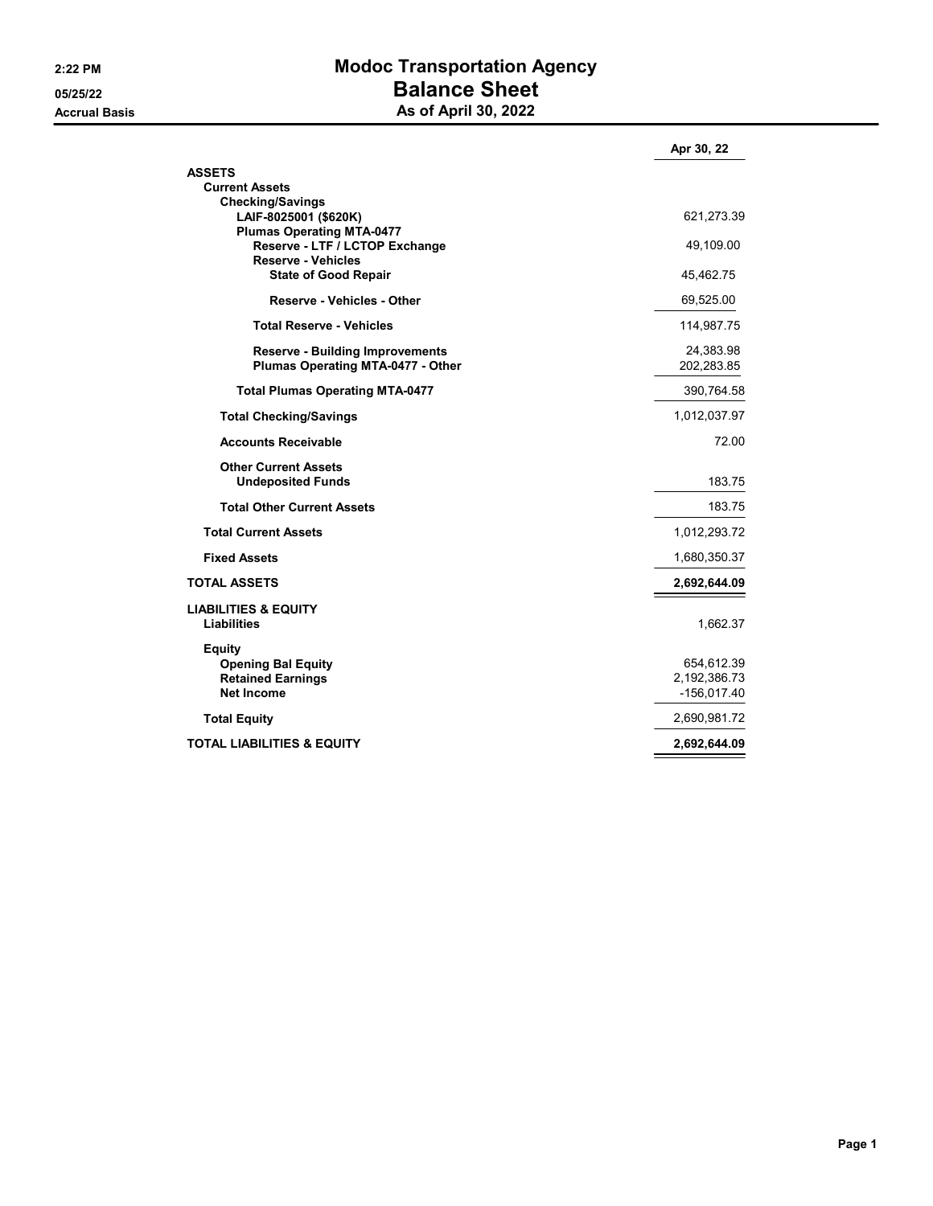2:22 PM
05/25/22
Accrual Basis

# Modoc Transportation Agency
## Balance Sheet
### As of April 30, 2022

| | Apr 30, 22 |
|---|---|
| **ASSETS** | |
| **Current Assets** | |
| **Checking/Savings** | |
| **LAIF-8025001 ($620K)** | 621,273.39 |
| **Plumas Operating MTA-0477** | |
| **Reserve - LTF / LCTOP Exchange** | 49,109.00 |
| **Reserve - Vehicles** | |
| **State of Good Repair** | 45,462.75 |
| **Reserve - Vehicles - Other** | 69,525.00 |
| **Total Reserve - Vehicles** | 114,987.75 |
| **Reserve - Building Improvements** | 24,383.98 |
| **Plumas Operating MTA-0477 - Other** | 202,283.85 |
| **Total Plumas Operating MTA-0477** | 390,764.58 |
| **Total Checking/Savings** | 1,012,037.97 |
| **Accounts Receivable** | 72.00 |
| **Other Current Assets** | |
| **Undeposited Funds** | 183.75 |
| **Total Other Current Assets** | 183.75 |
| **Total Current Assets** | 1,012,293.72 |
| **Fixed Assets** | 1,680,350.37 |
| **TOTAL ASSETS** | **2,692,644.09** |
| **LIABILITIES & EQUITY** | |
| **Liabilities** | 1,662.37 |
| **Equity** | |
| **Opening Bal Equity** | 654,612.39 |
| **Retained Earnings** | 2,192,386.73 |
| **Net Income** | -156,017.40 |
| **Total Equity** | 2,690,981.72 |
| **TOTAL LIABILITIES & EQUITY** | **2,692,644.09** |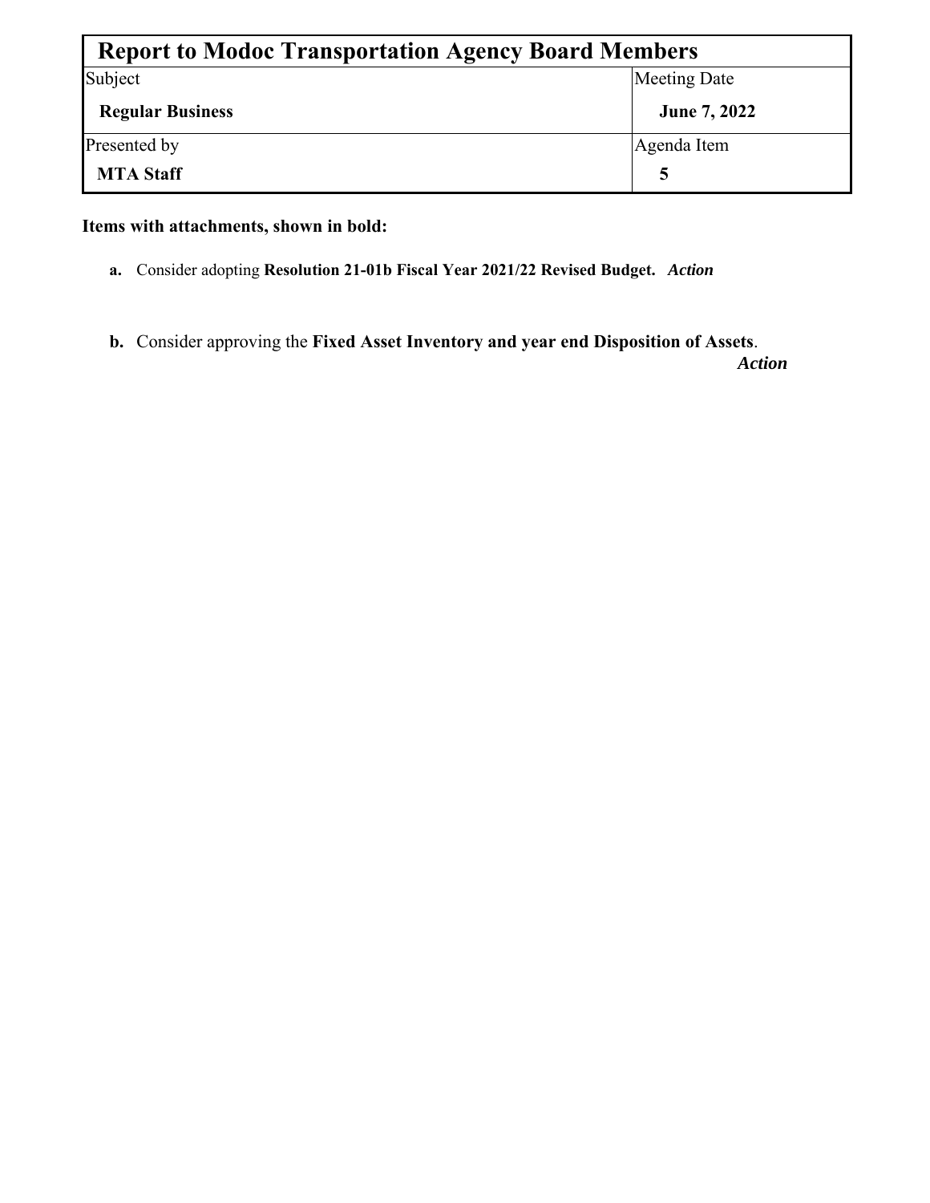| Report to Modoc Transportation Agency Board Members | |
|---|---|
| Subject<br>**Regular Business** | Meeting Date<br>**June 7, 2022** |
| Presented by<br>**MTA Staff** | Agenda Item<br>**5** |

**Items with attachments, shown in bold:**

**a.** Consider adopting **Resolution 21-01b Fiscal Year 2021/22 Revised Budget.** ***Action***

**b.** Consider approving the **Fixed Asset Inventory and year end Disposition of Assets**. ***Action***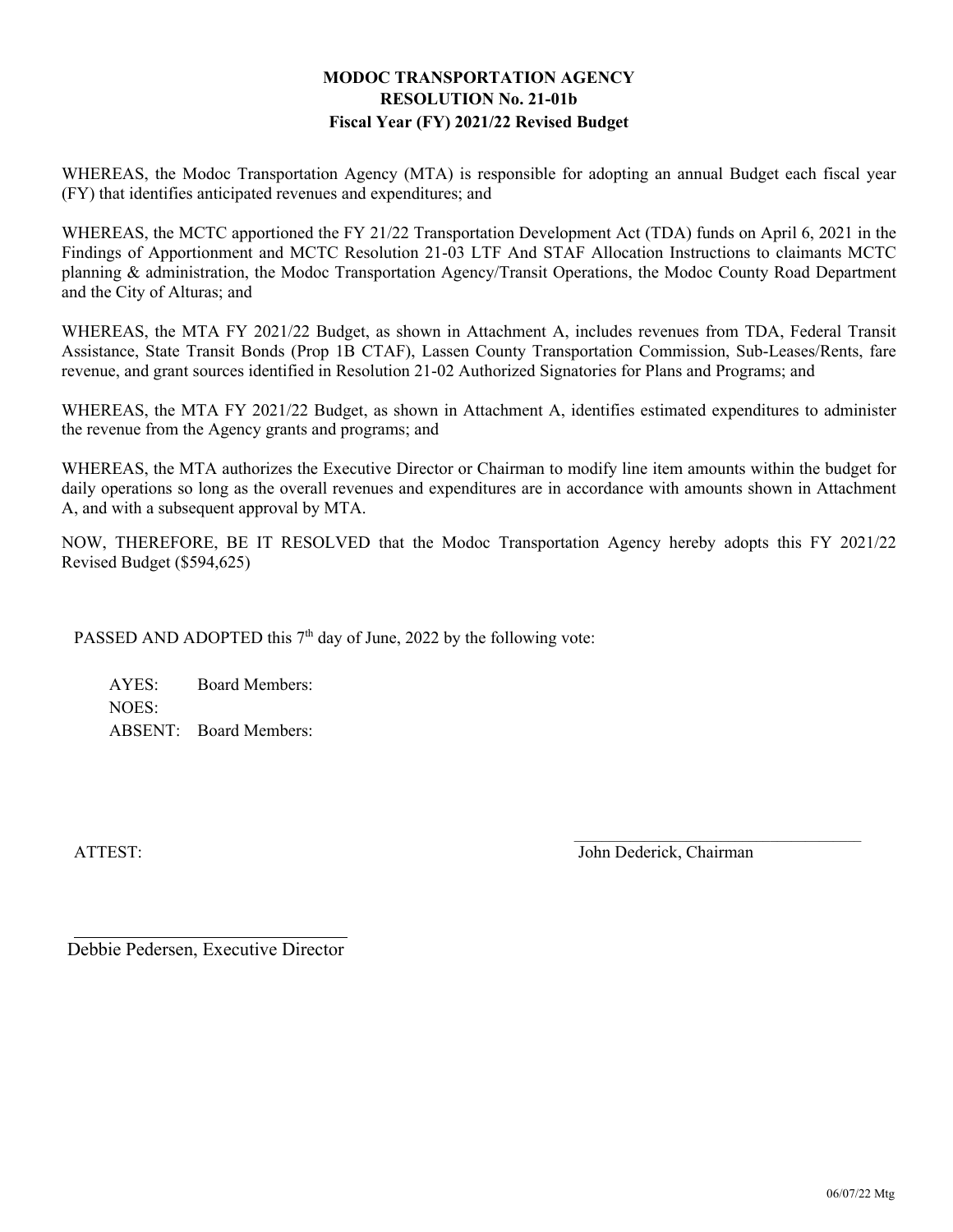**MODOC TRANSPORTATION AGENCY**
**RESOLUTION No. 21-01b**
**Fiscal Year (FY) 2021/22 Revised Budget**

WHEREAS, the Modoc Transportation Agency (MTA) is responsible for adopting an annual Budget each fiscal year (FY) that identifies anticipated revenues and expenditures; and

WHEREAS, the MCTC apportioned the FY 21/22 Transportation Development Act (TDA) funds on April 6, 2021 in the Findings of Apportionment and MCTC Resolution 21-03 LTF And STAF Allocation Instructions to claimants MCTC planning & administration, the Modoc Transportation Agency/Transit Operations, the Modoc County Road Department and the City of Alturas; and

WHEREAS, the MTA FY 2021/22 Budget, as shown in Attachment A, includes revenues from TDA, Federal Transit Assistance, State Transit Bonds (Prop 1B CTAF), Lassen County Transportation Commission, Sub-Leases/Rents, fare revenue, and grant sources identified in Resolution 21-02 Authorized Signatories for Plans and Programs; and

WHEREAS, the MTA FY 2021/22 Budget, as shown in Attachment A, identifies estimated expenditures to administer the revenue from the Agency grants and programs; and

WHEREAS, the MTA authorizes the Executive Director or Chairman to modify line item amounts within the budget for daily operations so long as the overall revenues and expenditures are in accordance with amounts shown in Attachment A, and with a subsequent approval by MTA.

NOW, THEREFORE, BE IT RESOLVED that the Modoc Transportation Agency hereby adopts this FY 2021/22 Revised Budget ($594,625)

PASSED AND ADOPTED this 7th day of June, 2022 by the following vote:

AYES: Board Members:
NOES:
ABSENT: Board Members:

ATTEST:

\_\_\_\_\_\_\_\_\_\_\_\_\_\_\_\_\_\_\_\_\_\_\_\_\_\_\_\_\_\_
John Dederick, Chairman

\_\_\_\_\_\_\_\_\_\_\_\_\_\_\_\_\_\_\_\_\_\_\_\_\_\_\_\_\_\_
Debbie Pedersen, Executive Director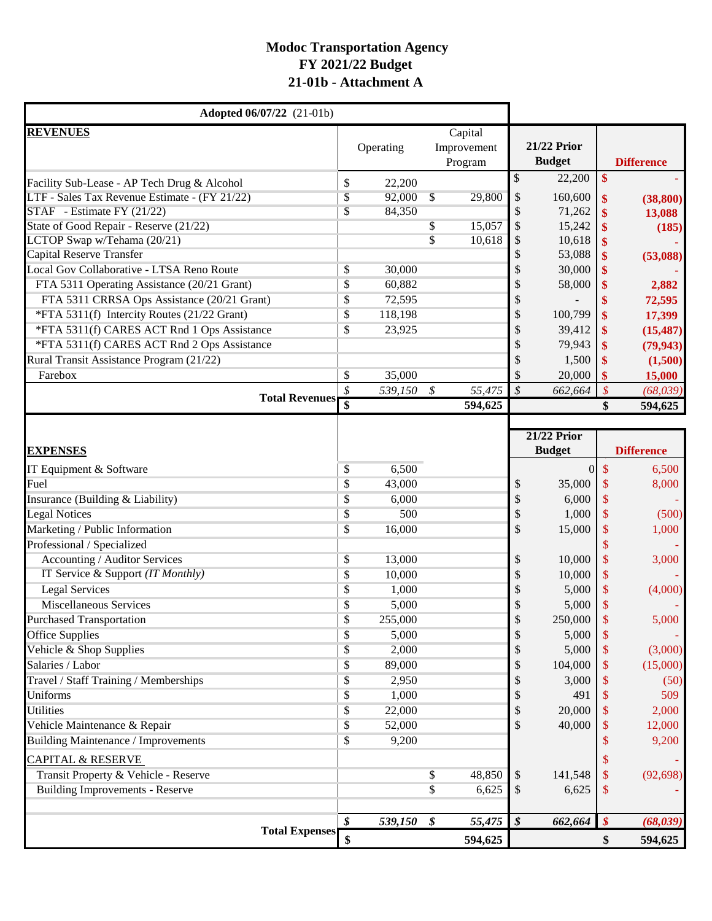# Modoc Transportation Agency
## FY 2021/22 Budget
## 21-01b - Attachment A

| Adopted 06/07/22 (21-01b) | | | | |
|---|---|---|---|---|
| **REVENUES** | Operating | Capital Improvement Program | **21/22 Prior Budget** | **Difference** |
| Facility Sub-Lease - AP Tech Drug & Alcohol | $ 22,200 | | $ 22,200 | $ - |
| LTF - Sales Tax Revenue Estimate - (FY 21/22) | $ 92,000 | $ 29,800 | $ 160,600 | $ (38,800) |
| STAF - Estimate FY (21/22) | $ 84,350 | | $ 71,262 | $ 13,088 |
| State of Good Repair - Reserve (21/22) | | $ 15,057 | $ 15,242 | $ (185) |
| LCTOP Swap w/Tehama (20/21) | | $ 10,618 | $ 10,618 | $ - |
| Capital Reserve Transfer | | | $ 53,088 | $ (53,088) |
| Local Gov Collaborative - LTSA Reno Route | $ 30,000 | | $ 30,000 | $ - |
| FTA 5311 Operating Assistance (20/21 Grant) | $ 60,882 | | $ 58,000 | $ 2,882 |
| FTA 5311 CRRSA Ops Assistance (20/21 Grant) | $ 72,595 | | $ - | $ 72,595 |
| *FTA 5311(f) Intercity Routes (21/22 Grant) | $ 118,198 | | $ 100,799 | $ 17,399 |
| *FTA 5311(f) CARES ACT Rnd 1 Ops Assistance | $ 23,925 | | $ 39,412 | $ (15,487) |
| *FTA 5311(f) CARES ACT Rnd 2 Ops Assistance | | | $ 79,943 | $ (79,943) |
| Rural Transit Assistance Program (21/22) | | | $ 1,500 | $ (1,500) |
| Farebox | $ 35,000 | | $ 20,000 | $ 15,000 |
| **Total Revenues** | *$ 539,150* | *$ 55,475* | *$ 662,664* | *$ (68,039)* |
| | **$** | **594,625** | | **$ 594,625** |

| **EXPENSES** | Operating | Capital Improvement Program | **21/22 Prior Budget** | **Difference** |
|---|---|---|---|---|
| IT Equipment & Software | $ 6,500 | | 0 | $ 6,500 |
| Fuel | $ 43,000 | | $ 35,000 | $ 8,000 |
| Insurance (Building & Liability) | $ 6,000 | | $ 6,000 | $ - |
| Legal Notices | $ 500 | | $ 1,000 | $ (500) |
| Marketing / Public Information | $ 16,000 | | $ 15,000 | $ 1,000 |
| Professional / Specialized | | | | $ - |
| Accounting / Auditor Services | $ 13,000 | | $ 10,000 | $ 3,000 |
| IT Service & Support *(IT Monthly)* | $ 10,000 | | $ 10,000 | $ - |
| Legal Services | $ 1,000 | | $ 5,000 | $ (4,000) |
| Miscellaneous Services | $ 5,000 | | $ 5,000 | $ - |
| Purchased Transportation | $ 255,000 | | $ 250,000 | $ 5,000 |
| Office Supplies | $ 5,000 | | $ 5,000 | $ - |
| Vehicle & Shop Supplies | $ 2,000 | | $ 5,000 | $ (3,000) |
| Salaries / Labor | $ 89,000 | | $ 104,000 | $ (15,000) |
| Travel / Staff Training / Memberships | $ 2,950 | | $ 3,000 | $ (50) |
| Uniforms | $ 1,000 | | $ 491 | $ 509 |
| Utilities | $ 22,000 | | $ 20,000 | $ 2,000 |
| Vehicle Maintenance & Repair | $ 52,000 | | $ 40,000 | $ 12,000 |
| Building Maintenance / Improvements | $ 9,200 | | | $ 9,200 |
| CAPITAL & RESERVE | | | | $ - |
| Transit Property & Vehicle - Reserve | | $ 48,850 | $ 141,548 | $ (92,698) |
| Building Improvements - Reserve | | $ 6,625 | $ 6,625 | $ - |
| **Total Expenses** | ***$ 539,150*** | ***$ 55,475*** | ***$ 662,664*** | ***$ (68,039)*** |
| | **$** | **594,625** | | **$ 594,625** |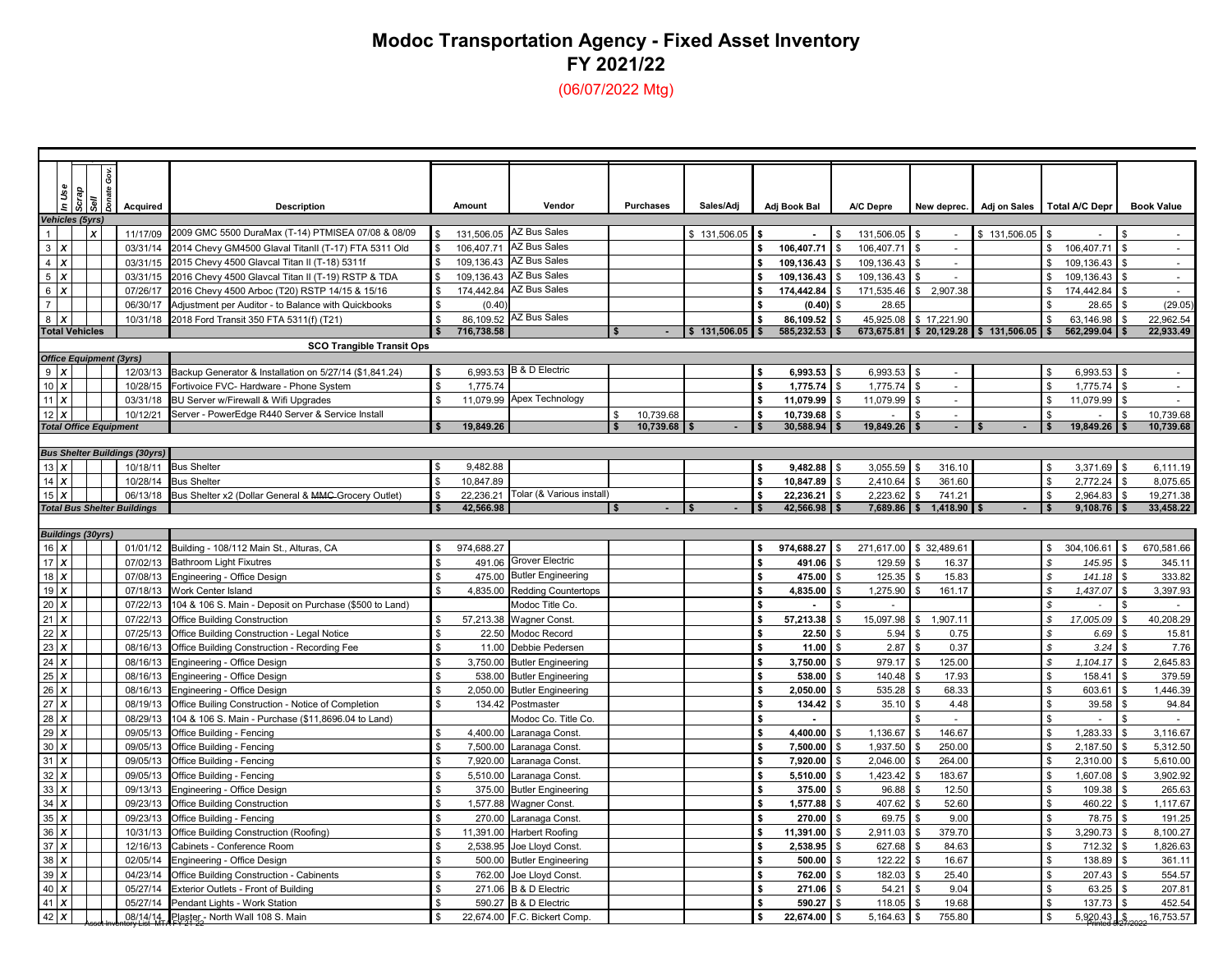# Modoc Transportation Agency - Fixed Asset Inventory

## FY 2021/22

(06/07/2022 Mtg)

| # | In Use | Scrap | Sell | Donate Gov. | Acquired | Description | Amount | Vendor | Purchases | Sales/Adj | Adj Book Bal | A/C Depre | New deprec. | Adj on Sales | Total A/C Depr | Book Value |
|---|---|---|---|---|---|---|---|---|---|---|---|---|---|---|---|---|
| ***Vehicles (5yrs)*** | | | | | | | | | | | | | | | | |
| 1 | | | X | | 11/17/09 | 2009 GMC 5500 DuraMax (T-14) PTMISEA 07/08 & 08/09 | $ 131,506.05 | AZ Bus Sales | | $ 131,506.05 | **$ -** | $ 131,506.05 | $ - | $ 131,506.05 | $ - | $ - |
| 3 | X | | | | 03/31/14 | 2014 Chevy GM4500 Glaval TitanII (T-17) FTA 5311 Old | $ 106,407.71 | AZ Bus Sales | | | **$ 106,407.71** | $ 106,407.71 | $ - | | $ 106,407.71 | $ - |
| 4 | X | | | | 03/31/15 | 2015 Chevy 4500 Glavcal Titan II (T-18) 5311f | $ 109,136.43 | AZ Bus Sales | | | **$ 109,136.43** | $ 109,136.43 | $ - | | $ 109,136.43 | $ - |
| 5 | X | | | | 03/31/15 | 2016 Chevy 4500 Glavcal Titan II (T-19) RSTP & TDA | $ 109,136.43 | AZ Bus Sales | | | **$ 109,136.43** | $ 109,136.43 | $ - | | $ 109,136.43 | $ - |
| 6 | X | | | | 07/26/17 | 2016 Chevy 4500 Arboc (T20) RSTP 14/15 & 15/16 | $ 174,442.84 | AZ Bus Sales | | | **$ 174,442.84** | $ 171,535.46 | $ 2,907.38 | | $ 174,442.84 | $ - |
| 7 | | | | | 06/30/17 | Adjustment per Auditor - to Balance with Quickbooks | $ (0.40) | | | | **$ (0.40)** | $ 28.65 | | | $ 28.65 | $ (29.05) |
| 8 | X | | | | 10/31/18 | 2018 Ford Transit 350 FTA 5311(f) (T21) | $ 86,109.52 | AZ Bus Sales | | | **$ 86,109.52** | $ 45,925.08 | $ 17,221.90 | | $ 63,146.98 | $ 22,962.54 |
| **Total Vehicles** | | | | | | | **$ 716,738.58** | | **$ -** | **$ 131,506.05** | **$ 585,232.53** | **$ 673,675.81** | **$ 20,129.28** | **$ 131,506.05** | **$ 562,299.04** | **$ 22,933.49** |
| | | | | | | **SCO Trangible Transit Ops** | | | | | | | | | | |
| ***Office Equipment (3yrs)*** | | | | | | | | | | | | | | | | |
| 9 | X | | | | 12/03/13 | Backup Generator & Installation on 5/27/14 ($1,841.24) | $ 6,993.53 | B & D Electric | | | **$ 6,993.53** | $ 6,993.53 | $ - | | $ 6,993.53 | $ - |
| 10 | X | | | | 10/28/15 | Fortivoice FVC- Hardware - Phone System | $ 1,775.74 | | | | **$ 1,775.74** | $ 1,775.74 | $ - | | $ 1,775.74 | $ - |
| 11 | X | | | | 03/31/18 | BU Server w/Firewall & Wifi Upgrades | $ 11,079.99 | Apex Technology | | | **$ 11,079.99** | $ 11,079.99 | $ - | | $ 11,079.99 | $ - |
| 12 | X | | | | 10/12/21 | Server - PowerEdge R440 Server & Service Install | | | $ 10,739.68 | | **$ 10,739.68** | $ - | $ - | | $ - | $ 10,739.68 |
| ***Total Office Equipment*** | | | | | | | **$ 19,849.26** | | **$ 10,739.68** | **$ -** | **$ 30,588.94** | **$ 19,849.26** | **$ -** | **$ -** | **$ 19,849.26** | **$ 10,739.68** |
| ***Bus Shelter Buildings (30yrs)*** | | | | | | | | | | | | | | | | |
| 13 | X | | | | 10/18/11 | Bus Shelter | $ 9,482.88 | | | | **$ 9,482.88** | $ 3,055.59 | $ 316.10 | | $ 3,371.69 | $ 6,111.19 |
| 14 | X | | | | 10/28/14 | Bus Shelter | $ 10,847.89 | | | | **$ 10,847.89** | $ 2,410.64 | $ 361.60 | | $ 2,772.24 | $ 8,075.65 |
| 15 | X | | | | 06/13/18 | Bus Shelter x2 (Dollar General & ~~MMC~~ Grocery Outlet) | $ 22,236.21 | Tolar (& Various install) | | | **$ 22,236.21** | $ 2,223.62 | $ 741.21 | | $ 2,964.83 | $ 19,271.38 |
| ***Total Bus Shelter Buildings*** | | | | | | | **$ 42,566.98** | | **$ -** | **$ -** | **$ 42,566.98** | **$ 7,689.86** | **$ 1,418.90** | **$ -** | **$ 9,108.76** | **$ 33,458.22** |
| ***Buildings (30yrs)*** | | | | | | | | | | | | | | | | |
| 16 | X | | | | 01/01/12 | Building - 108/112 Main St., Alturas, CA | $ 974,688.27 | | | | **$ 974,688.27** | $ 271,617.00 | $ 32,489.61 | | $ 304,106.61 | $ 670,581.66 |
| 17 | X | | | | 07/02/13 | Bathroom Light Fixutres | $ 491.06 | Grover Electric | | | **$ 491.06** | $ 129.59 | $ 16.37 | | *$ 145.95* | $ 345.11 |
| 18 | X | | | | 07/08/13 | Engineering - Office Design | $ 475.00 | Butler Engineering | | | **$ 475.00** | $ 125.35 | $ 15.83 | | *$ 141.18* | $ 333.82 |
| 19 | X | | | | 07/18/13 | Work Center Island | $ 4,835.00 | Redding Countertops | | | **$ 4,835.00** | $ 1,275.90 | $ 161.17 | | *$ 1,437.07* | $ 3,397.93 |
| 20 | X | | | | 07/22/13 | 104 & 106 S. Main - Deposit on Purchase ($500 to Land) | | Modoc Title Co. | | | **$ -** | $ - | | | *$ -* | $ - |
| 21 | X | | | | 07/22/13 | Office Building Construction | $ 57,213.38 | Wagner Const. | | | **$ 57,213.38** | $ 15,097.98 | $ 1,907.11 | | *$ 17,005.09* | $ 40,208.29 |
| 22 | X | | | | 07/25/13 | Office Building Construction - Legal Notice | $ 22.50 | Modoc Record | | | **$ 22.50** | $ 5.94 | $ 0.75 | | *$ 6.69* | $ 15.81 |
| 23 | X | | | | 08/16/13 | Office Building Construction - Recording Fee | $ 11.00 | Debbie Pedersen | | | **$ 11.00** | $ 2.87 | $ 0.37 | | *$ 3.24* | $ 7.76 |
| 24 | X | | | | 08/16/13 | Engineering - Office Design | $ 3,750.00 | Butler Engineering | | | **$ 3,750.00** | $ 979.17 | $ 125.00 | | *$ 1,104.17* | $ 2,645.83 |
| 25 | X | | | | 08/16/13 | Engineering - Office Design | $ 538.00 | Butler Engineering | | | **$ 538.00** | $ 140.48 | $ 17.93 | | $ 158.41 | $ 379.59 |
| 26 | X | | | | 08/16/13 | Engineering - Office Design | $ 2,050.00 | Butler Engineering | | | **$ 2,050.00** | $ 535.28 | $ 68.33 | | $ 603.61 | $ 1,446.39 |
| 27 | X | | | | 08/19/13 | Office Builing Construction - Notice of Completion | $ 134.42 | Postmaster | | | **$ 134.42** | $ 35.10 | $ 4.48 | | $ 39.58 | $ 94.84 |
| 28 | X | | | | 08/29/13 | 104 & 106 S. Main - Purchase ($11,8696.04 to Land) | | Modoc Co. Title Co. | | | **$ -** | | $ - | | $ - | $ - |
| 29 | X | | | | 09/05/13 | Office Building - Fencing | $ 4,400.00 | Laranaga Const. | | | **$ 4,400.00** | $ 1,136.67 | $ 146.67 | | $ 1,283.33 | $ 3,116.67 |
| 30 | X | | | | 09/05/13 | Office Building - Fencing | $ 7,500.00 | Laranaga Const. | | | **$ 7,500.00** | $ 1,937.50 | $ 250.00 | | $ 2,187.50 | $ 5,312.50 |
| 31 | X | | | | 09/05/13 | Office Building - Fencing | $ 7,920.00 | Laranaga Const. | | | **$ 7,920.00** | $ 2,046.00 | $ 264.00 | | $ 2,310.00 | $ 5,610.00 |
| 32 | X | | | | 09/05/13 | Office Building - Fencing | $ 5,510.00 | Laranaga Const. | | | **$ 5,510.00** | $ 1,423.42 | $ 183.67 | | $ 1,607.08 | $ 3,902.92 |
| 33 | X | | | | 09/13/13 | Engineering - Office Design | $ 375.00 | Butler Engineering | | | **$ 375.00** | $ 96.88 | $ 12.50 | | $ 109.38 | $ 265.63 |
| 34 | X | | | | 09/23/13 | Office Building Construction | $ 1,577.88 | Wagner Const. | | | **$ 1,577.88** | $ 407.62 | $ 52.60 | | $ 460.22 | $ 1,117.67 |
| 35 | X | | | | 09/23/13 | Office Building - Fencing | $ 270.00 | Laranaga Const. | | | **$ 270.00** | $ 69.75 | $ 9.00 | | $ 78.75 | $ 191.25 |
| 36 | X | | | | 10/31/13 | Office Building Construction (Roofing) | $ 11,391.00 | Harbert Roofing | | | **$ 11,391.00** | $ 2,911.03 | $ 379.70 | | $ 3,290.73 | $ 8,100.27 |
| 37 | X | | | | 12/16/13 | Cabinets - Conference Room | $ 2,538.95 | Joe Lloyd Const. | | | **$ 2,538.95** | $ 627.68 | $ 84.63 | | $ 712.32 | $ 1,826.63 |
| 38 | X | | | | 02/05/14 | Engineering - Office Design | $ 500.00 | Butler Engineering | | | **$ 500.00** | $ 122.22 | $ 16.67 | | $ 138.89 | $ 361.11 |
| 39 | X | | | | 04/23/14 | Office Building Construction - Cabinents | $ 762.00 | Joe Lloyd Const. | | | **$ 762.00** | $ 182.03 | $ 25.40 | | $ 207.43 | $ 554.57 |
| 40 | X | | | | 05/27/14 | Exterior Outlets - Front of Building | $ 271.06 | B & D Electric | | | **$ 271.06** | $ 54.21 | $ 9.04 | | $ 63.25 | $ 207.81 |
| 41 | X | | | | 05/27/14 | Pendant Lights - Work Station | $ 590.27 | B & D Electric | | | **$ 590.27** | $ 118.05 | $ 19.68 | | $ 137.73 | $ 452.54 |
| 42 | X | | | | 08/14/14 | Plaster - North Wall 108 S. Main | $ 22,674.00 | F.C. Bickert Comp. | | | **$ 22,674.00** | $ 5,164.63 | $ 755.80 | | $ 5,920.43 | $ 16,753.57 |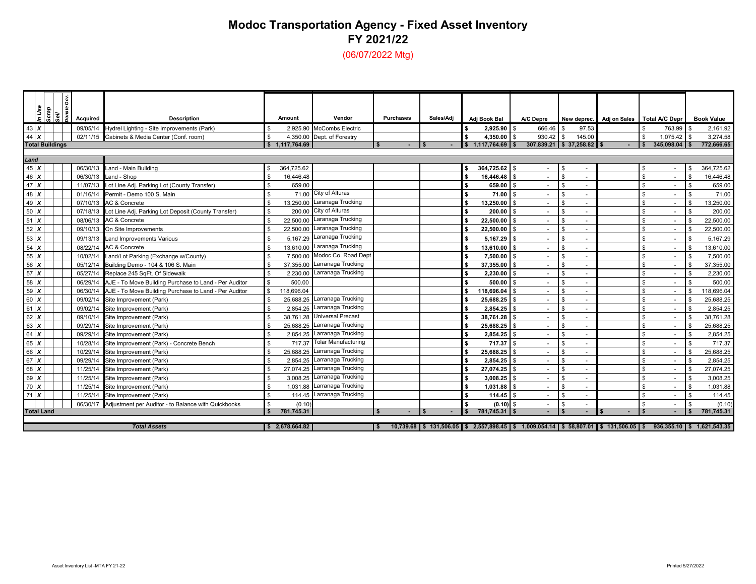# Modoc Transportation Agency - Fixed Asset Inventory
## FY 2021/22
(06/07/2022 Mtg)

| | In Use | Scrap | Sell | Donate Gov. | Acquired | Description | Amount | Vendor | Purchases | Sales/Adj | Adj Book Bal | A/C Depre | New deprec. | Adj on Sales | Total A/C Depr | Book Value |
|---|---|---|---|---|---|---|---|---|---|---|---|---|---|---|---|---|
| 43 | X | | | | 09/05/14 | Hydrel Lighting - Site Improvements (Park) | $ 2,925.90 | McCombs Electric | | | $ 2,925.90 | $ 666.46 | $ 97.53 | | $ 763.99 | $ 2,161.92 |
| 44 | X | | | | 02/11/15 | Cabinets & Media Center (Conf. room) | $ 4,350.00 | Dept. of Forestry | | | $ 4,350.00 | $ 930.42 | $ 145.00 | | $ 1,075.42 | $ 3,274.58 |
| **Total Buildings** | | | | | | | **$ 1,117,764.69** | | **$ -** | **$ -** | **$ 1,117,764.69** | **$ 307,839.21** | **$ 37,258.82** | **$ -** | **$ 345,098.04** | **$ 772,666.65** |
| | | | | | | | | | | | | | | | | |
| **Land** | | | | | | | | | | | | | | | | |
| 45 | X | | | | 06/30/13 | Land - Main Building | $ 364,725.62 | | | | $ 364,725.62 | $ - | $ - | | $ - | $ 364,725.62 |
| 46 | X | | | | 06/30/13 | Land - Shop | $ 16,446.48 | | | | $ 16,446.48 | $ - | $ - | | $ - | $ 16,446.48 |
| 47 | X | | | | 11/07/13 | Lot Line Adj. Parking Lot (County Transfer) | $ 659.00 | | | | $ 659.00 | $ - | $ - | | $ - | $ 659.00 |
| 48 | X | | | | 01/16/14 | Permit - Demo 100 S. Main | $ 71.00 | City of Alturas | | | $ 71.00 | $ - | $ - | | $ - | $ 71.00 |
| 49 | X | | | | 07/10/13 | AC & Concrete | $ 13,250.00 | Laranaga Trucking | | | $ 13,250.00 | $ - | $ - | | $ - | $ 13,250.00 |
| 50 | X | | | | 07/18/13 | Lot Line Adj. Parking Lot Deposit (County Transfer) | $ 200.00 | City of Alturas | | | $ 200.00 | $ - | $ - | | $ - | $ 200.00 |
| 51 | X | | | | 08/06/13 | AC & Concrete | $ 22,500.00 | Laranaga Trucking | | | $ 22,500.00 | $ - | $ - | | $ - | $ 22,500.00 |
| 52 | X | | | | 09/10/13 | On Site Improvements | $ 22,500.00 | Laranaga Trucking | | | $ 22,500.00 | $ - | $ - | | $ - | $ 22,500.00 |
| 53 | X | | | | 09/13/13 | Land Improvements Various | $ 5,167.29 | Laranaga Trucking | | | $ 5,167.29 | $ - | $ - | | $ - | $ 5,167.29 |
| 54 | X | | | | 08/22/14 | AC & Concrete | $ 13,610.00 | Laranaga Trucking | | | $ 13,610.00 | $ - | $ - | | $ - | $ 13,610.00 |
| 55 | X | | | | 10/02/14 | Land/Lot Parking (Exchange w/County) | $ 7,500.00 | Modoc Co. Road Dept | | | $ 7,500.00 | $ - | $ - | | $ - | $ 7,500.00 |
| 56 | X | | | | 05/12/14 | Building Demo - 104 & 106 S. Main | $ 37,355.00 | Larranaga Trucking | | | $ 37,355.00 | $ - | $ - | | $ - | $ 37,355.00 |
| 57 | X | | | | 05/27/14 | Replace 245 SqFt. Of Sidewalk | $ 2,230.00 | Larranaga Trucking | | | $ 2,230.00 | $ - | $ - | | $ - | $ 2,230.00 |
| 58 | X | | | | 06/29/14 | AJE - To Move Building Purchase to Land - Per Auditor | $ 500.00 | | | | $ 500.00 | $ - | $ - | | $ - | $ 500.00 |
| 59 | X | | | | 06/30/14 | AJE - To Move Building Purchase to Land - Per Auditor | $ 118,696.04 | | | | $ 118,696.04 | $ - | $ - | | $ - | $ 118,696.04 |
| 60 | X | | | | 09/02/14 | Site Improvement (Park) | $ 25,688.25 | Larranaga Trucking | | | $ 25,688.25 | $ - | $ - | | $ - | $ 25,688.25 |
| 61 | X | | | | 09/02/14 | Site Improvement (Park) | $ 2,854.25 | Larranaga Trucking | | | $ 2,854.25 | $ - | $ - | | $ - | $ 2,854.25 |
| 62 | X | | | | 09/10/14 | Site Improvement (Park) | $ 38,761.28 | Universal Precast | | | $ 38,761.28 | $ - | $ - | | $ - | $ 38,761.28 |
| 63 | X | | | | 09/29/14 | Site Improvement (Park) | $ 25,688.25 | Larranaga Trucking | | | $ 25,688.25 | $ - | $ - | | $ - | $ 25,688.25 |
| 64 | X | | | | 09/29/14 | Site Improvement (Park) | $ 2,854.25 | Larranaga Trucking | | | $ 2,854.25 | $ - | $ - | | $ - | $ 2,854.25 |
| 65 | X | | | | 10/28/14 | Site Improvement (Park) - Concrete Bench | $ 717.37 | Tolar Manufacturing | | | $ 717.37 | $ - | $ - | | $ - | $ 717.37 |
| 66 | X | | | | 10/29/14 | Site Improvement (Park) | $ 25,688.25 | Larranaga Trucking | | | $ 25,688.25 | $ - | $ - | | $ - | $ 25,688.25 |
| 67 | X | | | | 09/29/14 | Site Improvement (Park) | $ 2,854.25 | Larranaga Trucking | | | $ 2,854.25 | $ - | $ - | | $ - | $ 2,854.25 |
| 68 | X | | | | 11/25/14 | Site Improvement (Park) | $ 27,074.25 | Larranaga Trucking | | | $ 27,074.25 | $ - | $ - | | $ - | $ 27,074.25 |
| 69 | X | | | | 11/25/14 | Site Improvement (Park) | $ 3,008.25 | Larranaga Trucking | | | $ 3,008.25 | $ - | $ - | | $ - | $ 3,008.25 |
| 70 | X | | | | 11/25/14 | Site Improvement (Park) | $ 1,031.88 | Larranaga Trucking | | | $ 1,031.88 | $ - | $ - | | $ - | $ 1,031.88 |
| 71 | X | | | | 11/25/14 | Site Improvement (Park) | $ 114.45 | Larranaga Trucking | | | $ 114.45 | $ - | $ - | | $ - | $ 114.45 |
| | | | | | 06/30/17 | Adjustment per Auditor - to Balance with Quickbooks | $ (0.10) | | | | $ (0.10) | $ - | $ - | | $ - | $ (0.10) |
| **Total Land** | | | | | | | **$ 781,745.31** | | **$ -** | **$ -** | **$ 781,745.31** | **$ -** | **$ -** | **$ -** | **$ -** | **$ 781,745.31** |
| | | | | | | | | | | | | | | | | |
| | | | | | | ***Total Assets*** | **$ 2,678,664.82** | | **$ 10,739.68** | **$ 131,506.05** | **$ 2,557,898.45** | **$ 1,009,054.14** | **$ 58,807.01** | **$ 131,506.05** | **$ 936,355.10** | **$ 1,621,543.35** |

Asset Inventory List -MTA FY 21-22

Printed 5/27/2022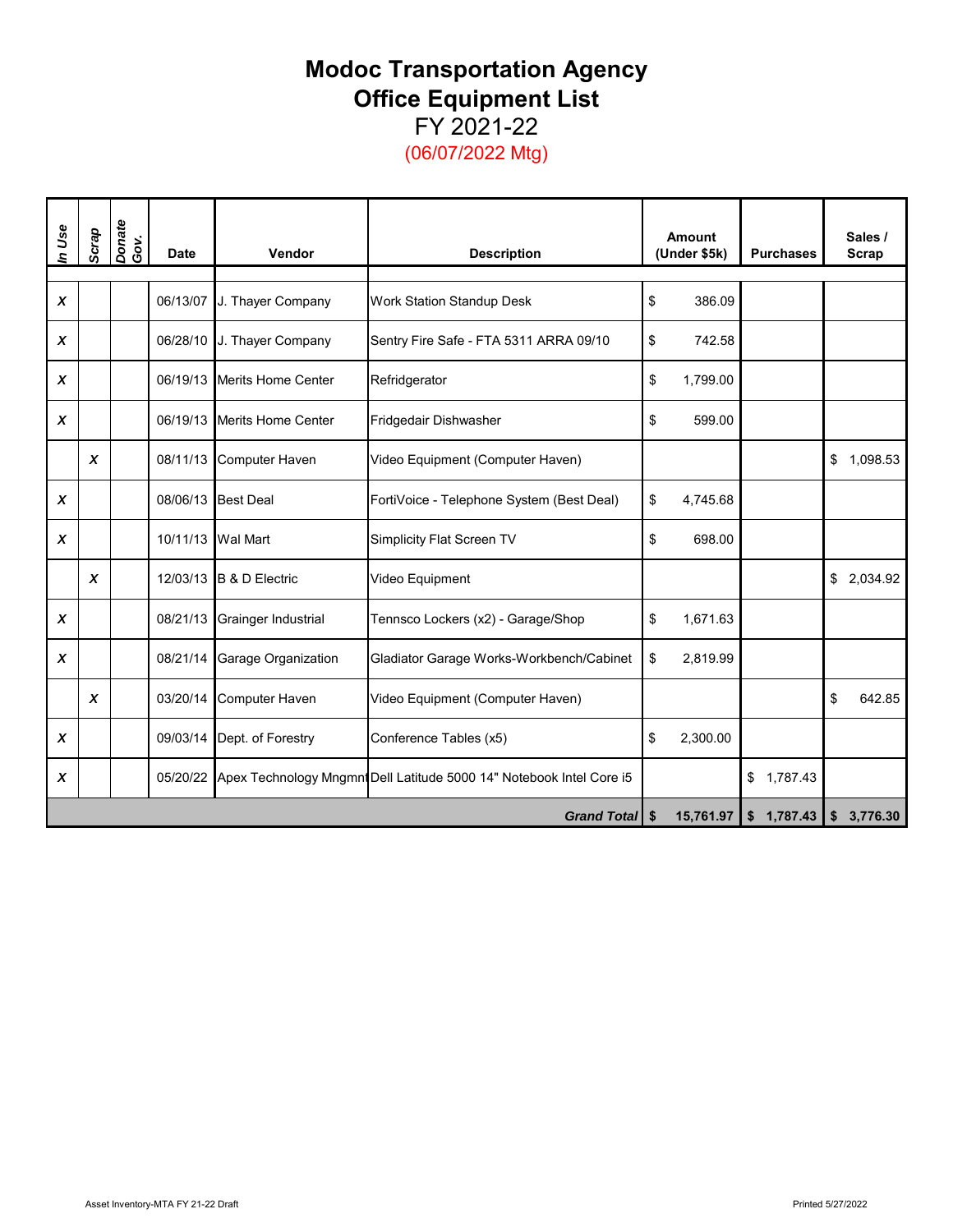# Modoc Transportation Agency
# Office Equipment List
## FY 2021-22
(06/07/2022 Mtg)

| *In Use* | *Scrap* | *Donate Gov.* | Date | Vendor | Description | Amount (Under $5k) | Purchases | Sales / Scrap |
|---|---|---|---|---|---|---|---|---|
| *X* | | | 06/13/07 | J. Thayer Company | Work Station Standup Desk | $ 386.09 | | |
| *X* | | | 06/28/10 | J. Thayer Company | Sentry Fire Safe - FTA 5311 ARRA 09/10 | $ 742.58 | | |
| *X* | | | 06/19/13 | Merits Home Center | Refridgerator | $ 1,799.00 | | |
| *X* | | | 06/19/13 | Merits Home Center | Fridgedair Dishwasher | $ 599.00 | | |
| | *X* | | 08/11/13 | Computer Haven | Video Equipment (Computer Haven) | | | $ 1,098.53 |
| *X* | | | 08/06/13 | Best Deal | FortiVoice - Telephone System (Best Deal) | $ 4,745.68 | | |
| *X* | | | 10/11/13 | Wal Mart | Simplicity Flat Screen TV | $ 698.00 | | |
| | *X* | | 12/03/13 | B & D Electric | Video Equipment | | | $ 2,034.92 |
| *X* | | | 08/21/13 | Grainger Industrial | Tennsco Lockers (x2) - Garage/Shop | $ 1,671.63 | | |
| *X* | | | 08/21/14 | Garage Organization | Gladiator Garage Works-Workbench/Cabinet | $ 2,819.99 | | |
| | *X* | | 03/20/14 | Computer Haven | Video Equipment (Computer Haven) | | | $ 642.85 |
| *X* | | | 09/03/14 | Dept. of Forestry | Conference Tables (x5) | $ 2,300.00 | | |
| *X* | | | 05/20/22 | Apex Technology Mngmnt | Dell Latitude 5000 14" Notebook Intel Core i5 | | $ 1,787.43 | |
| | | | | | ***Grand Total*** | **$ 15,761.97** | **$ 1,787.43** | **$ 3,776.30** |

Asset Inventory-MTA FY 21-22 Draft

Printed 5/27/2022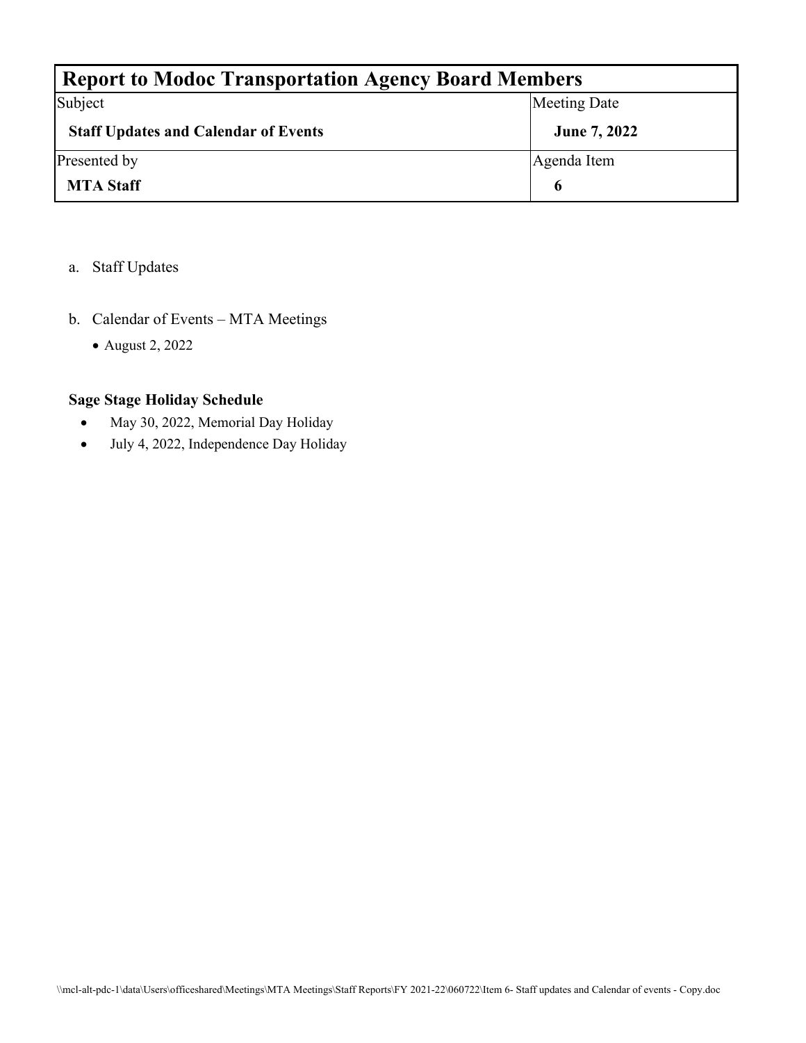| Report to Modoc Transportation Agency Board Members | |
|---|---|
| Subject | Meeting Date |
| **Staff Updates and Calendar of Events** | **June 7, 2022** |
| Presented by | Agenda Item |
| **MTA Staff** | **6** |

a. Staff Updates

b. Calendar of Events – MTA Meetings

- August 2, 2022

**Sage Stage Holiday Schedule**

- May 30, 2022, Memorial Day Holiday
- July 4, 2022, Independence Day Holiday

\\mcl-alt-pdc-1\data\Users\officeshared\Meetings\MTA Meetings\Staff Reports\FY 2021-22\060722\Item 6- Staff updates and Calendar of events - Copy.doc